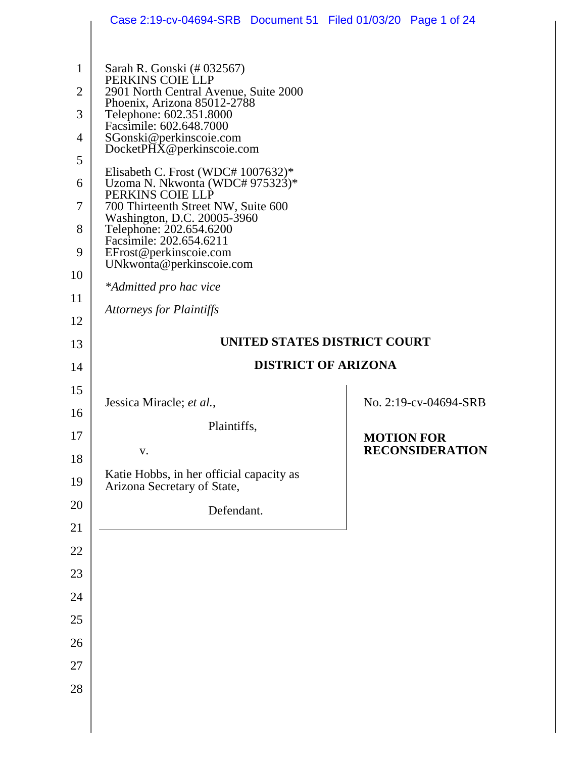Sarah R. Gonski (# 032567)
PERKINS COIE LLP
2901 North Central Avenue, Suite 2000
Phoenix, Arizona 85012-2788
Telephone: 602.351.8000
Facsimile: 602.648.7000
SGonski@perkinscoie.com
DocketPHX@perkinscoie.com

Elisabeth C. Frost (WDC# 1007632)*
Uzoma N. Nkwonta (WDC# 975323)*
PERKINS COIE LLP
700 Thirteenth Street NW, Suite 600
Washington, D.C. 20005-3960
Telephone: 202.654.6200
Facsimile: 202.654.6211
EFrost@perkinscoie.com
UNkwonta@perkinscoie.com

*\*Admitted pro hac vice*

*Attorneys for Plaintiffs*

**UNITED STATES DISTRICT COURT**

**DISTRICT OF ARIZONA**

Jessica Miracle; *et al.*,

Plaintiffs,

v.

Katie Hobbs, in her official capacity as Arizona Secretary of State,

Defendant.

No. 2:19-cv-04694-SRB

**MOTION FOR RECONSIDERATION**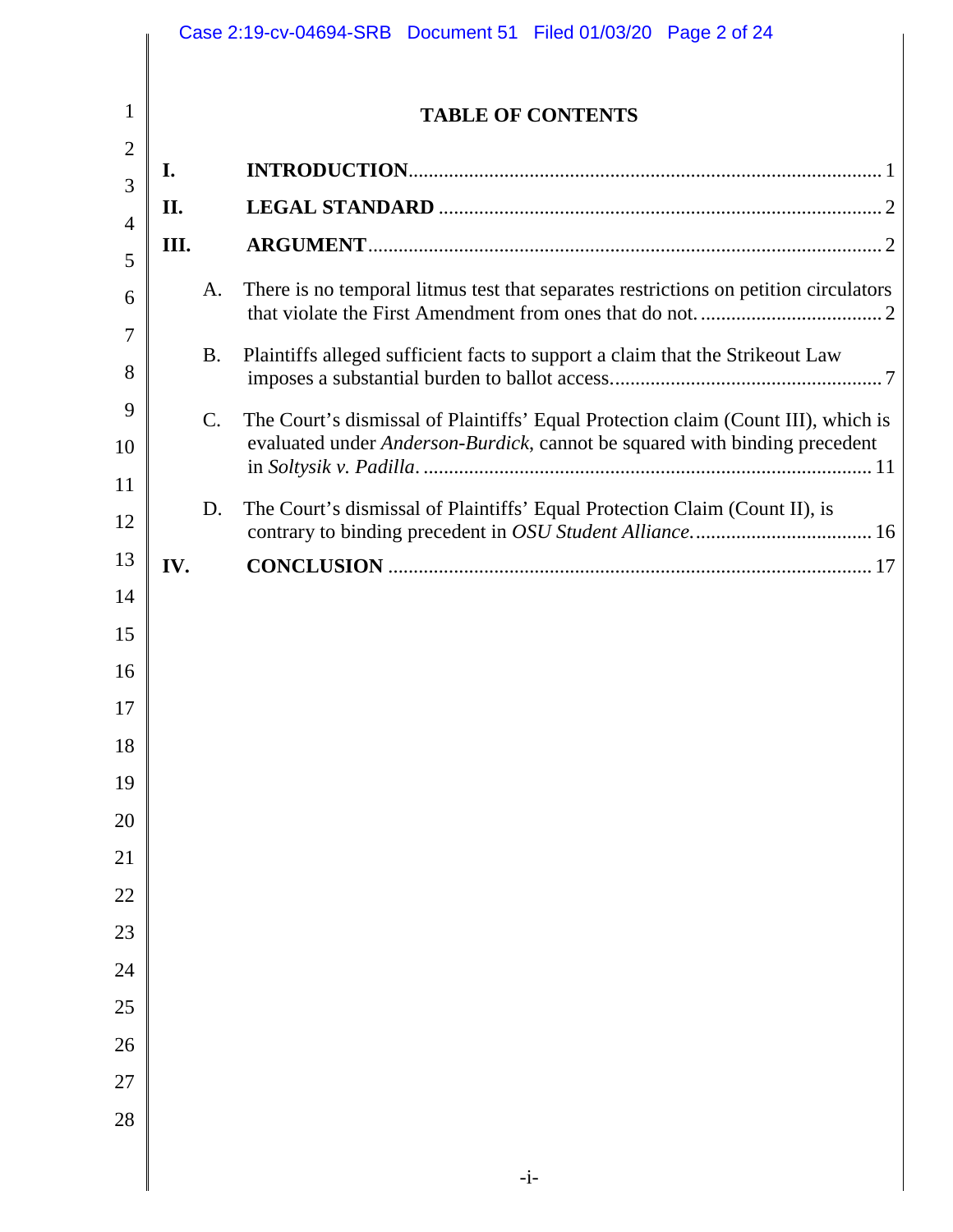# TABLE OF CONTENTS

**I. INTRODUCTION** .......... 1

**II. LEGAL STANDARD** .......... 2

**III. ARGUMENT** .......... 2

A. There is no temporal litmus test that separates restrictions on petition circulators that violate the First Amendment from ones that do not. .......... 2

B. Plaintiffs alleged sufficient facts to support a claim that the Strikeout Law imposes a substantial burden to ballot access. .......... 7

C. The Court's dismissal of Plaintiffs' Equal Protection claim (Count III), which is evaluated under *Anderson-Burdick*, cannot be squared with binding precedent in *Soltysik v. Padilla*. .......... 11

D. The Court's dismissal of Plaintiffs' Equal Protection Claim (Count II), is contrary to binding precedent in *OSU Student Alliance*. .......... 16

**IV. CONCLUSION** .......... 17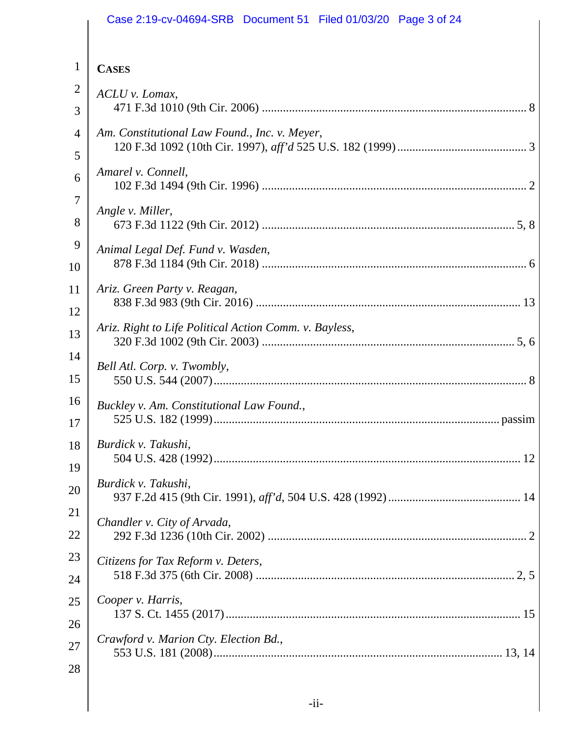**CASES**

*ACLU v. Lomax*,
471 F.3d 1010 (9th Cir. 2006) ........................................................................................ 8

*Am. Constitutional Law Found., Inc. v. Meyer*,
120 F.3d 1092 (10th Cir. 1997), *aff'd* 525 U.S. 182 (1999) .......................................... 3

*Amarel v. Connell*,
102 F.3d 1494 (9th Cir. 1996) ........................................................................................ 2

*Angle v. Miller*,
673 F.3d 1122 (9th Cir. 2012) .................................................................................. 5, 8

*Animal Legal Def. Fund v. Wasden*,
878 F.3d 1184 (9th Cir. 2018) ........................................................................................ 6

*Ariz. Green Party v. Reagan*,
838 F.3d 983 (9th Cir. 2016) ........................................................................................ 13

*Ariz. Right to Life Political Action Comm. v. Bayless*,
320 F.3d 1002 (9th Cir. 2003) .................................................................................. 5, 6

*Bell Atl. Corp. v. Twombly*,
550 U.S. 544 (2007) ........................................................................................................ 8

*Buckley v. Am. Constitutional Law Found.*,
525 U.S. 182 (1999) ............................................................................................. passim

*Burdick v. Takushi*,
504 U.S. 428 (1992) ...................................................................................................... 12

*Burdick v. Takushi*,
937 F.2d 415 (9th Cir. 1991), *aff'd*, 504 U.S. 428 (1992) ........................................... 14

*Chandler v. City of Arvada*,
292 F.3d 1236 (10th Cir. 2002) ...................................................................................... 2

*Citizens for Tax Reform v. Deters*,
518 F.3d 375 (6th Cir. 2008) ...................................................................................... 2, 5

*Cooper v. Harris*,
137 S. Ct. 1455 (2017) .................................................................................................. 15

*Crawford v. Marion Cty. Election Bd.*,
553 U.S. 181 (2008) ................................................................................................ 13, 14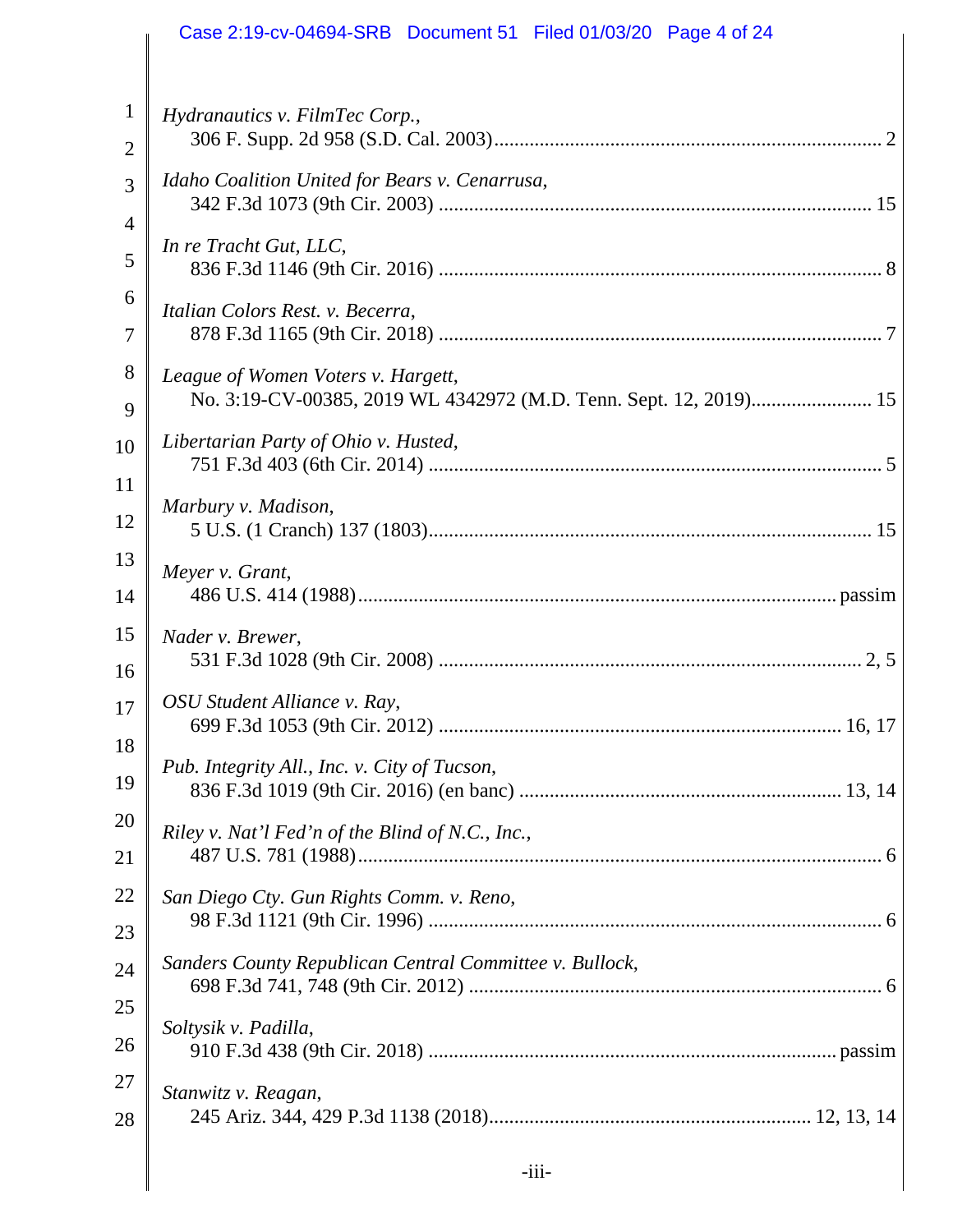*Hydranautics v. FilmTec Corp.*,
306 F. Supp. 2d 958 (S.D. Cal. 2003)............................................................................. 2

*Idaho Coalition United for Bears v. Cenarrusa*,
342 F.3d 1073 (9th Cir. 2003) ..................................................................................... 15

*In re Tracht Gut, LLC*,
836 F.3d 1146 (9th Cir. 2016) ....................................................................................... 8

*Italian Colors Rest. v. Becerra*,
878 F.3d 1165 (9th Cir. 2018) ....................................................................................... 7

*League of Women Voters v. Hargett*,
No. 3:19-CV-00385, 2019 WL 4342972 (M.D. Tenn. Sept. 12, 2019)........................ 15

*Libertarian Party of Ohio v. Husted*,
751 F.3d 403 (6th Cir. 2014) ......................................................................................... 5

*Marbury v. Madison*,
5 U.S. (1 Cranch) 137 (1803)....................................................................................... 15

*Meyer v. Grant*,
486 U.S. 414 (1988)............................................................................................. passim

*Nader v. Brewer*,
531 F.3d 1028 (9th Cir. 2008) ................................................................................... 2, 5

*OSU Student Alliance v. Ray*,
699 F.3d 1053 (9th Cir. 2012) ............................................................................... 16, 17

*Pub. Integrity All., Inc. v. City of Tucson*,
836 F.3d 1019 (9th Cir. 2016) (en banc) ............................................................... 13, 14

*Riley v. Nat'l Fed'n of the Blind of N.C., Inc.*,
487 U.S. 781 (1988)........................................................................................................ 6

*San Diego Cty. Gun Rights Comm. v. Reno*,
98 F.3d 1121 (9th Cir. 1996) ......................................................................................... 6

*Sanders County Republican Central Committee v. Bullock*,
698 F.3d 741, 748 (9th Cir. 2012) ................................................................................. 6

*Soltysik v. Padilla*,
910 F.3d 438 (9th Cir. 2018) ................................................................................ passim

*Stanwitz v. Reagan*,
245 Ariz. 344, 429 P.3d 1138 (2018)............................................................... 12, 13, 14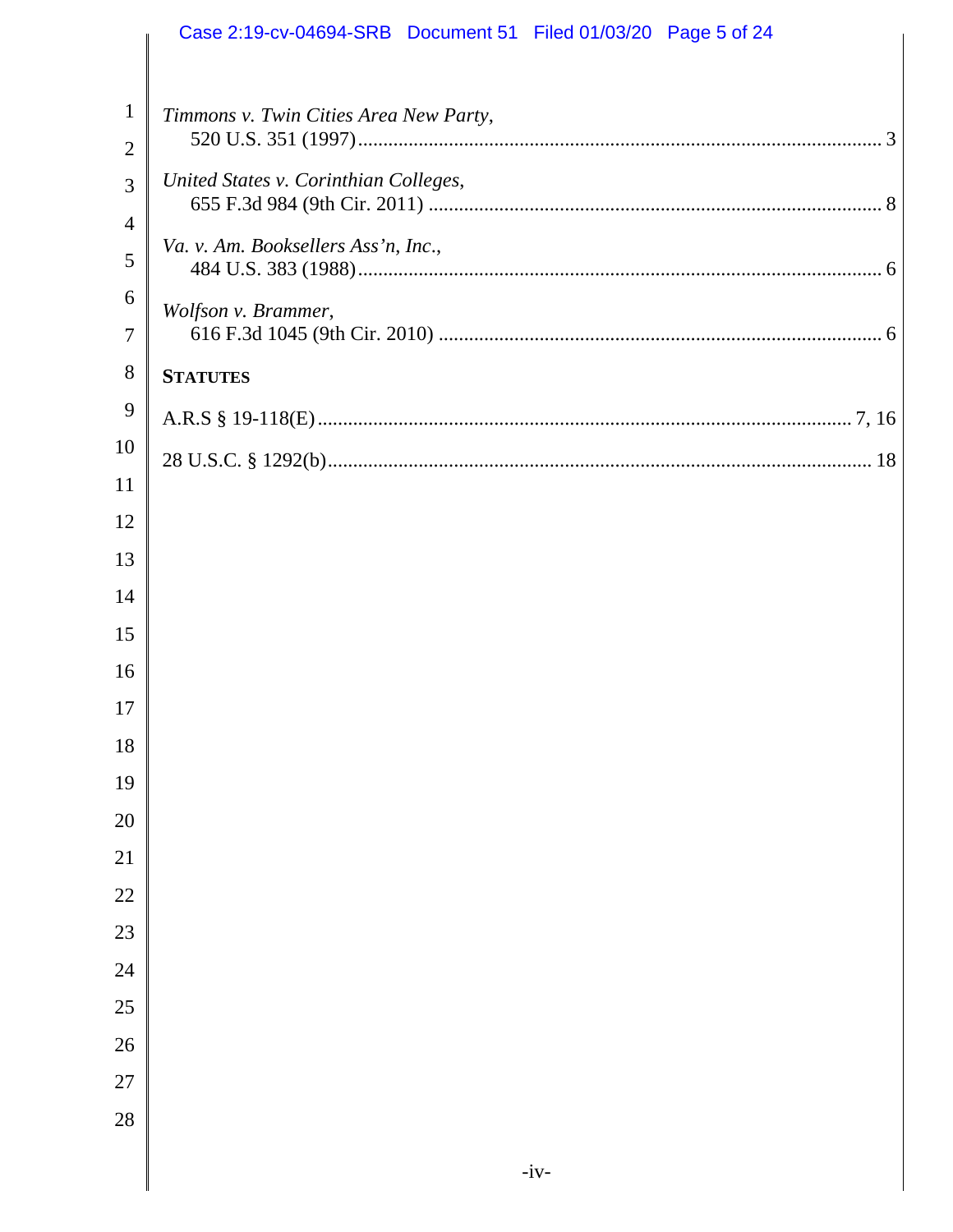*Timmons v. Twin Cities Area New Party*,
520 U.S. 351 (1997)....................................................................................................... 3

*United States v. Corinthian Colleges*,
655 F.3d 984 (9th Cir. 2011) ......................................................................................... 8

*Va. v. Am. Booksellers Ass'n, Inc.*,
484 U.S. 383 (1988)....................................................................................................... 6

*Wolfson v. Brammer*,
616 F.3d 1045 (9th Cir. 2010) ....................................................................................... 6

**STATUTES**

A.R.S § 19-118(E)......................................................................................................... 7, 16

28 U.S.C. § 1292(b)........................................................................................................... 18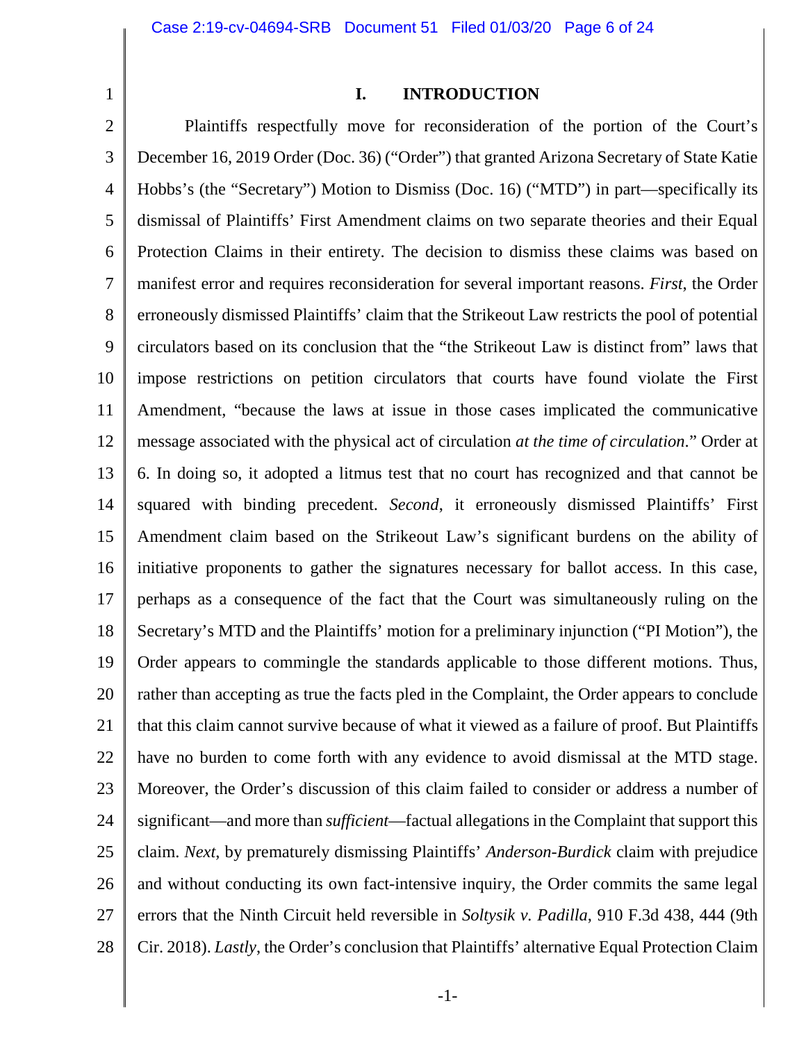## I. INTRODUCTION

Plaintiffs respectfully move for reconsideration of the portion of the Court's December 16, 2019 Order (Doc. 36) ("Order") that granted Arizona Secretary of State Katie Hobbs's (the "Secretary") Motion to Dismiss (Doc. 16) ("MTD") in part—specifically its dismissal of Plaintiffs' First Amendment claims on two separate theories and their Equal Protection Claims in their entirety. The decision to dismiss these claims was based on manifest error and requires reconsideration for several important reasons. *First*, the Order erroneously dismissed Plaintiffs' claim that the Strikeout Law restricts the pool of potential circulators based on its conclusion that the "the Strikeout Law is distinct from" laws that impose restrictions on petition circulators that courts have found violate the First Amendment, "because the laws at issue in those cases implicated the communicative message associated with the physical act of circulation *at the time of circulation*." Order at 6. In doing so, it adopted a litmus test that no court has recognized and that cannot be squared with binding precedent. *Second*, it erroneously dismissed Plaintiffs' First Amendment claim based on the Strikeout Law's significant burdens on the ability of initiative proponents to gather the signatures necessary for ballot access. In this case, perhaps as a consequence of the fact that the Court was simultaneously ruling on the Secretary's MTD and the Plaintiffs' motion for a preliminary injunction ("PI Motion"), the Order appears to commingle the standards applicable to those different motions. Thus, rather than accepting as true the facts pled in the Complaint, the Order appears to conclude that this claim cannot survive because of what it viewed as a failure of proof. But Plaintiffs have no burden to come forth with any evidence to avoid dismissal at the MTD stage. Moreover, the Order's discussion of this claim failed to consider or address a number of significant—and more than *sufficient*—factual allegations in the Complaint that support this claim. *Next*, by prematurely dismissing Plaintiffs' *Anderson-Burdick* claim with prejudice and without conducting its own fact-intensive inquiry, the Order commits the same legal errors that the Ninth Circuit held reversible in *Soltysik v. Padilla*, 910 F.3d 438, 444 (9th Cir. 2018). *Lastly*, the Order's conclusion that Plaintiffs' alternative Equal Protection Claim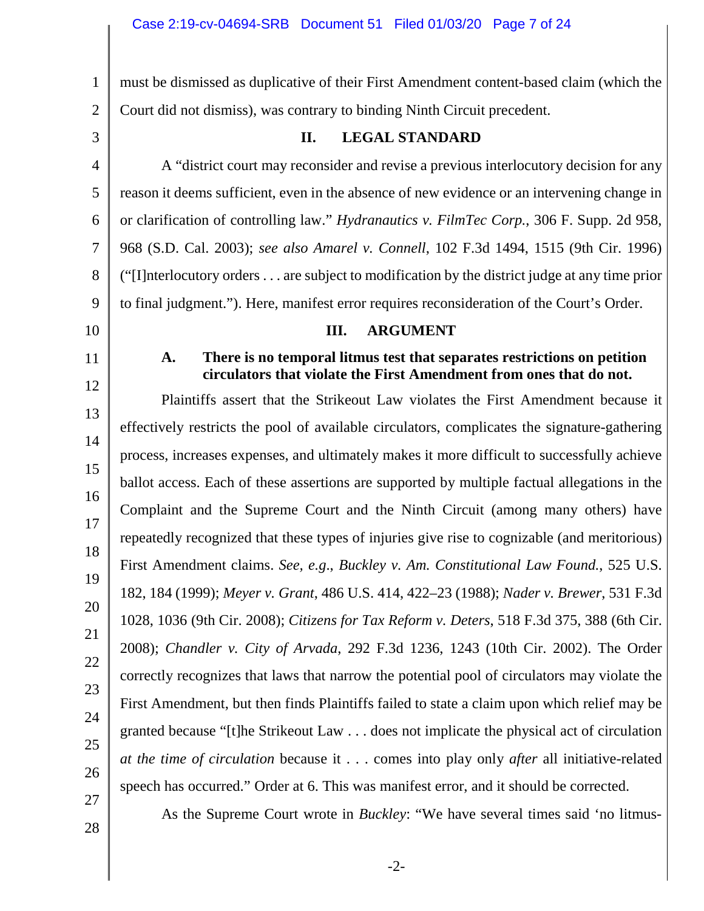must be dismissed as duplicative of their First Amendment content-based claim (which the Court did not dismiss), was contrary to binding Ninth Circuit precedent.

## II. LEGAL STANDARD

A "district court may reconsider and revise a previous interlocutory decision for any reason it deems sufficient, even in the absence of new evidence or an intervening change in or clarification of controlling law." *Hydranautics v. FilmTec Corp.*, 306 F. Supp. 2d 958, 968 (S.D. Cal. 2003); *see also Amarel v. Connell*, 102 F.3d 1494, 1515 (9th Cir. 1996) ("[I]nterlocutory orders . . . are subject to modification by the district judge at any time prior to final judgment."). Here, manifest error requires reconsideration of the Court's Order.

## III. ARGUMENT

### A. There is no temporal litmus test that separates restrictions on petition circulators that violate the First Amendment from ones that do not.

Plaintiffs assert that the Strikeout Law violates the First Amendment because it effectively restricts the pool of available circulators, complicates the signature-gathering process, increases expenses, and ultimately makes it more difficult to successfully achieve ballot access. Each of these assertions are supported by multiple factual allegations in the Complaint and the Supreme Court and the Ninth Circuit (among many others) have repeatedly recognized that these types of injuries give rise to cognizable (and meritorious) First Amendment claims. *See, e.g.*, *Buckley v. Am. Constitutional Law Found.*, 525 U.S. 182, 184 (1999); *Meyer v. Grant*, 486 U.S. 414, 422–23 (1988); *Nader v. Brewer*, 531 F.3d 1028, 1036 (9th Cir. 2008); *Citizens for Tax Reform v. Deters*, 518 F.3d 375, 388 (6th Cir. 2008); *Chandler v. City of Arvada*, 292 F.3d 1236, 1243 (10th Cir. 2002). The Order correctly recognizes that laws that narrow the potential pool of circulators may violate the First Amendment, but then finds Plaintiffs failed to state a claim upon which relief may be granted because "[t]he Strikeout Law . . . does not implicate the physical act of circulation *at the time of circulation* because it . . . comes into play only *after* all initiative-related speech has occurred." Order at 6. This was manifest error, and it should be corrected.

As the Supreme Court wrote in *Buckley*: "We have several times said 'no litmus-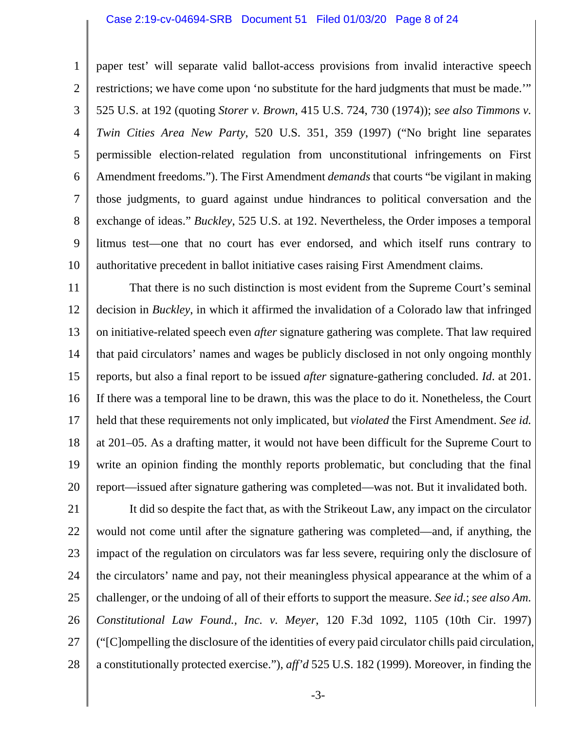paper test' will separate valid ballot-access provisions from invalid interactive speech restrictions; we have come upon 'no substitute for the hard judgments that must be made.'" 525 U.S. at 192 (quoting *Storer v. Brown*, 415 U.S. 724, 730 (1974)); *see also Timmons v. Twin Cities Area New Party*, 520 U.S. 351, 359 (1997) ("No bright line separates permissible election-related regulation from unconstitutional infringements on First Amendment freedoms."). The First Amendment *demands* that courts "be vigilant in making those judgments, to guard against undue hindrances to political conversation and the exchange of ideas." *Buckley*, 525 U.S. at 192. Nevertheless, the Order imposes a temporal litmus test—one that no court has ever endorsed, and which itself runs contrary to authoritative precedent in ballot initiative cases raising First Amendment claims.

That there is no such distinction is most evident from the Supreme Court's seminal decision in *Buckley*, in which it affirmed the invalidation of a Colorado law that infringed on initiative-related speech even *after* signature gathering was complete. That law required that paid circulators' names and wages be publicly disclosed in not only ongoing monthly reports, but also a final report to be issued *after* signature-gathering concluded. *Id.* at 201. If there was a temporal line to be drawn, this was the place to do it. Nonetheless, the Court held that these requirements not only implicated, but *violated* the First Amendment. *See id.* at 201–05. As a drafting matter, it would not have been difficult for the Supreme Court to write an opinion finding the monthly reports problematic, but concluding that the final report—issued after signature gathering was completed—was not. But it invalidated both.

It did so despite the fact that, as with the Strikeout Law, any impact on the circulator would not come until after the signature gathering was completed—and, if anything, the impact of the regulation on circulators was far less severe, requiring only the disclosure of the circulators' name and pay, not their meaningless physical appearance at the whim of a challenger, or the undoing of all of their efforts to support the measure. *See id.*; *see also Am. Constitutional Law Found., Inc. v. Meyer*, 120 F.3d 1092, 1105 (10th Cir. 1997) ("[C]ompelling the disclosure of the identities of every paid circulator chills paid circulation, a constitutionally protected exercise."), *aff'd* 525 U.S. 182 (1999). Moreover, in finding the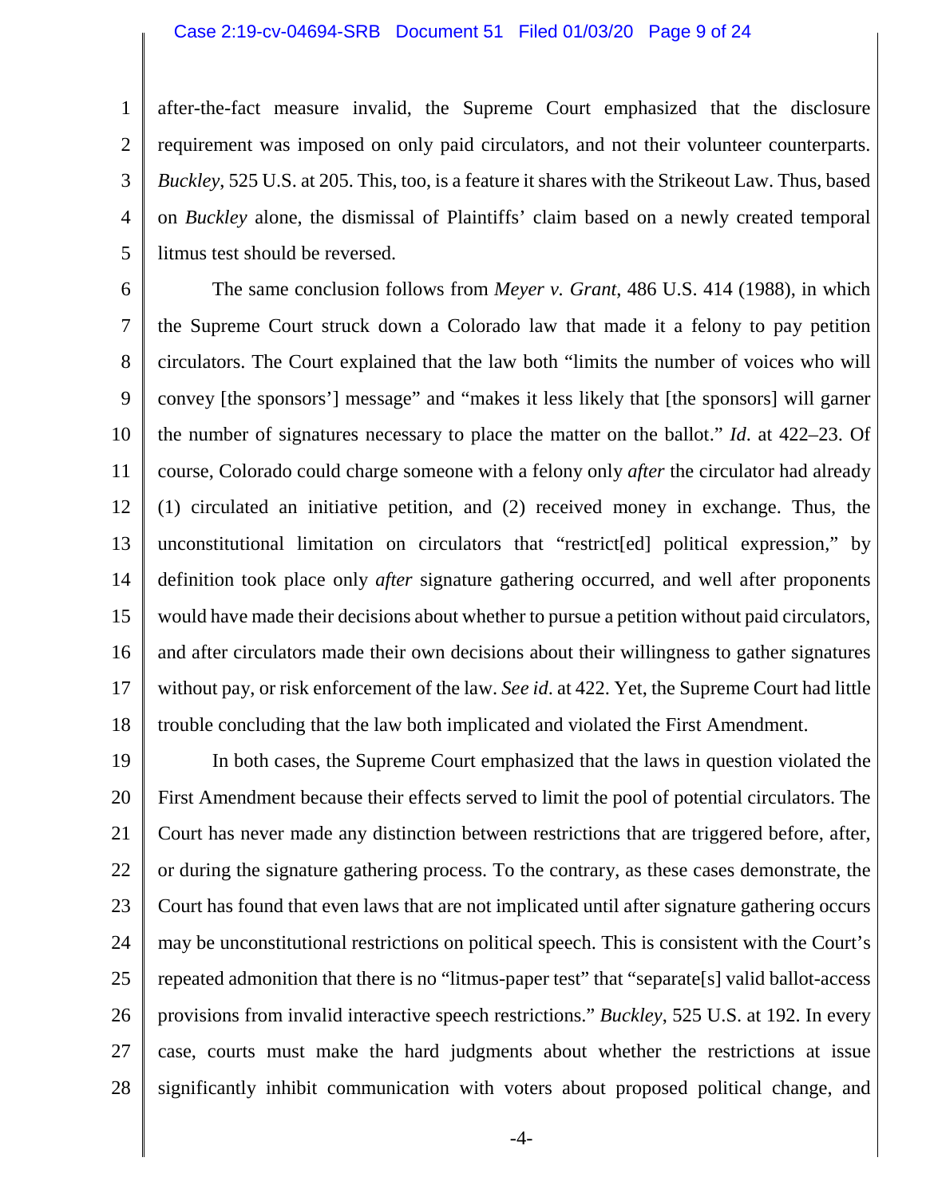after-the-fact measure invalid, the Supreme Court emphasized that the disclosure requirement was imposed on only paid circulators, and not their volunteer counterparts. *Buckley*, 525 U.S. at 205. This, too, is a feature it shares with the Strikeout Law. Thus, based on *Buckley* alone, the dismissal of Plaintiffs' claim based on a newly created temporal litmus test should be reversed.

The same conclusion follows from *Meyer v. Grant*, 486 U.S. 414 (1988), in which the Supreme Court struck down a Colorado law that made it a felony to pay petition circulators. The Court explained that the law both "limits the number of voices who will convey [the sponsors'] message" and "makes it less likely that [the sponsors] will garner the number of signatures necessary to place the matter on the ballot." *Id*. at 422–23. Of course, Colorado could charge someone with a felony only *after* the circulator had already (1) circulated an initiative petition, and (2) received money in exchange. Thus, the unconstitutional limitation on circulators that "restrict[ed] political expression," by definition took place only *after* signature gathering occurred, and well after proponents would have made their decisions about whether to pursue a petition without paid circulators, and after circulators made their own decisions about their willingness to gather signatures without pay, or risk enforcement of the law. *See id*. at 422. Yet, the Supreme Court had little trouble concluding that the law both implicated and violated the First Amendment.

In both cases, the Supreme Court emphasized that the laws in question violated the First Amendment because their effects served to limit the pool of potential circulators. The Court has never made any distinction between restrictions that are triggered before, after, or during the signature gathering process. To the contrary, as these cases demonstrate, the Court has found that even laws that are not implicated until after signature gathering occurs may be unconstitutional restrictions on political speech. This is consistent with the Court's repeated admonition that there is no "litmus-paper test" that "separate[s] valid ballot-access provisions from invalid interactive speech restrictions." *Buckley*, 525 U.S. at 192. In every case, courts must make the hard judgments about whether the restrictions at issue significantly inhibit communication with voters about proposed political change, and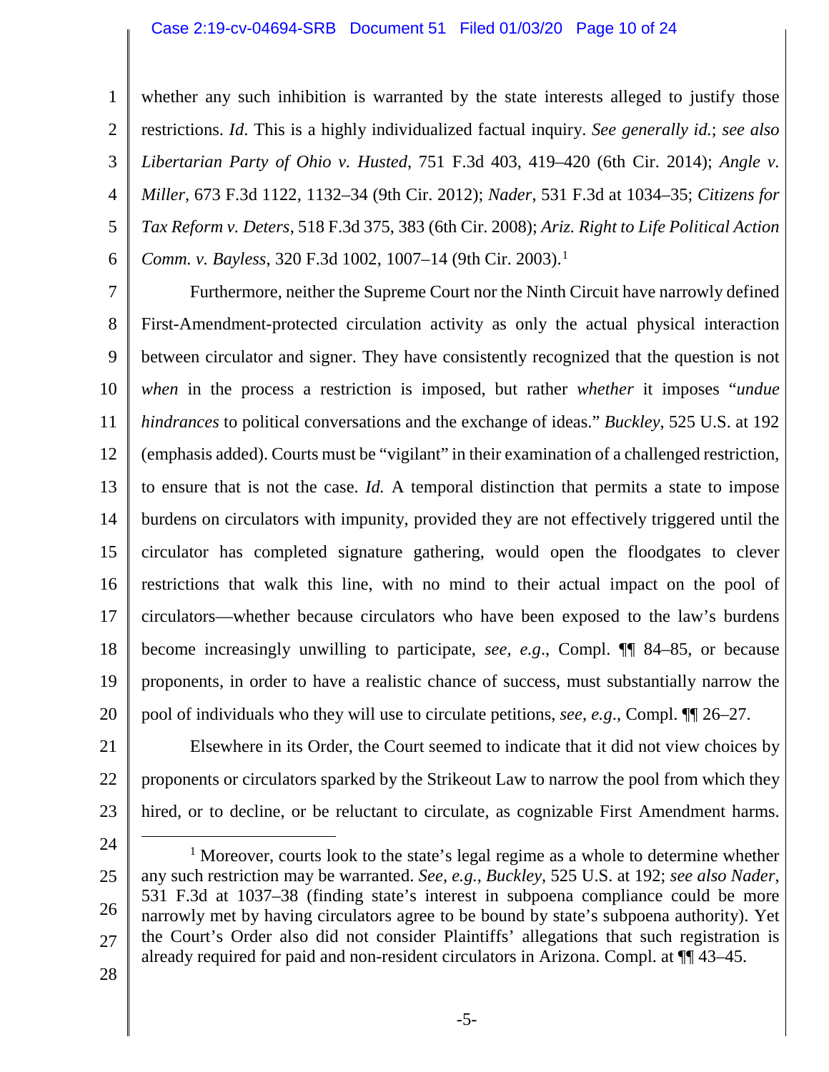whether any such inhibition is warranted by the state interests alleged to justify those restrictions. *Id*. This is a highly individualized factual inquiry. *See generally id.*; *see also Libertarian Party of Ohio v. Husted*, 751 F.3d 403, 419–420 (6th Cir. 2014); *Angle v. Miller*, 673 F.3d 1122, 1132–34 (9th Cir. 2012); *Nader*, 531 F.3d at 1034–35; *Citizens for Tax Reform v. Deters*, 518 F.3d 375, 383 (6th Cir. 2008); *Ariz. Right to Life Political Action Comm. v. Bayless*, 320 F.3d 1002, 1007–14 (9th Cir. 2003).[1]

Furthermore, neither the Supreme Court nor the Ninth Circuit have narrowly defined First-Amendment-protected circulation activity as only the actual physical interaction between circulator and signer. They have consistently recognized that the question is not *when* in the process a restriction is imposed, but rather *whether* it imposes "*undue hindrances* to political conversations and the exchange of ideas." *Buckley*, 525 U.S. at 192 (emphasis added). Courts must be "vigilant" in their examination of a challenged restriction, to ensure that is not the case. *Id.* A temporal distinction that permits a state to impose burdens on circulators with impunity, provided they are not effectively triggered until the circulator has completed signature gathering, would open the floodgates to clever restrictions that walk this line, with no mind to their actual impact on the pool of circulators—whether because circulators who have been exposed to the law's burdens become increasingly unwilling to participate, *see, e.g.*, Compl. ¶¶ 84–85, or because proponents, in order to have a realistic chance of success, must substantially narrow the pool of individuals who they will use to circulate petitions, *see, e.g.*, Compl. ¶¶ 26–27.

Elsewhere in its Order, the Court seemed to indicate that it did not view choices by proponents or circulators sparked by the Strikeout Law to narrow the pool from which they hired, or to decline, or be reluctant to circulate, as cognizable First Amendment harms.

---

[1] Moreover, courts look to the state's legal regime as a whole to determine whether any such restriction may be warranted. *See, e.g.*, *Buckley*, 525 U.S. at 192; *see also Nader*, 531 F.3d at 1037–38 (finding state's interest in subpoena compliance could be more narrowly met by having circulators agree to be bound by state's subpoena authority). Yet the Court's Order also did not consider Plaintiffs' allegations that such registration is already required for paid and non-resident circulators in Arizona. Compl. at ¶¶ 43–45.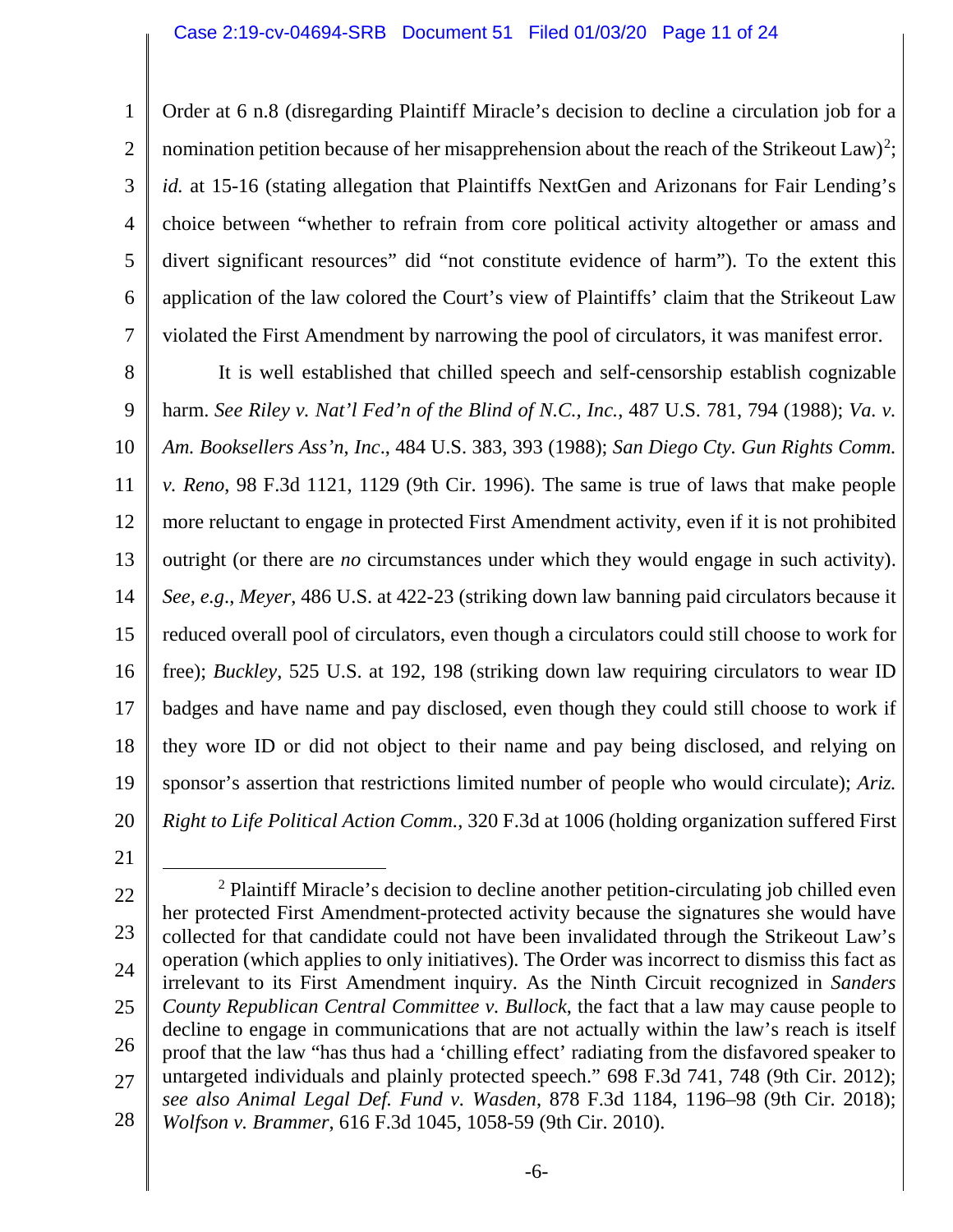Order at 6 n.8 (disregarding Plaintiff Miracle's decision to decline a circulation job for a nomination petition because of her misapprehension about the reach of the Strikeout Law)[2]; *id.* at 15-16 (stating allegation that Plaintiffs NextGen and Arizonans for Fair Lending's choice between "whether to refrain from core political activity altogether or amass and divert significant resources" did "not constitute evidence of harm"). To the extent this application of the law colored the Court's view of Plaintiffs' claim that the Strikeout Law violated the First Amendment by narrowing the pool of circulators, it was manifest error.

It is well established that chilled speech and self-censorship establish cognizable harm. *See Riley v. Nat'l Fed'n of the Blind of N.C., Inc.*, 487 U.S. 781, 794 (1988); *Va. v. Am. Booksellers Ass'n, Inc*., 484 U.S. 383, 393 (1988); *San Diego Cty. Gun Rights Comm. v. Reno*, 98 F.3d 1121, 1129 (9th Cir. 1996). The same is true of laws that make people more reluctant to engage in protected First Amendment activity, even if it is not prohibited outright (or there are *no* circumstances under which they would engage in such activity). *See, e.g*., *Meyer*, 486 U.S. at 422-23 (striking down law banning paid circulators because it reduced overall pool of circulators, even though a circulators could still choose to work for free); *Buckley*, 525 U.S. at 192, 198 (striking down law requiring circulators to wear ID badges and have name and pay disclosed, even though they could still choose to work if they wore ID or did not object to their name and pay being disclosed, and relying on sponsor's assertion that restrictions limited number of people who would circulate); *Ariz. Right to Life Political Action Comm.*, 320 F.3d at 1006 (holding organization suffered First

---

[2] Plaintiff Miracle's decision to decline another petition-circulating job chilled even her protected First Amendment-protected activity because the signatures she would have collected for that candidate could not have been invalidated through the Strikeout Law's operation (which applies to only initiatives). The Order was incorrect to dismiss this fact as irrelevant to its First Amendment inquiry. As the Ninth Circuit recognized in *Sanders County Republican Central Committee v. Bullock*, the fact that a law may cause people to decline to engage in communications that are not actually within the law's reach is itself proof that the law "has thus had a 'chilling effect' radiating from the disfavored speaker to untargeted individuals and plainly protected speech." 698 F.3d 741, 748 (9th Cir. 2012); *see also Animal Legal Def. Fund v. Wasden*, 878 F.3d 1184, 1196–98 (9th Cir. 2018); *Wolfson v. Brammer*, 616 F.3d 1045, 1058-59 (9th Cir. 2010).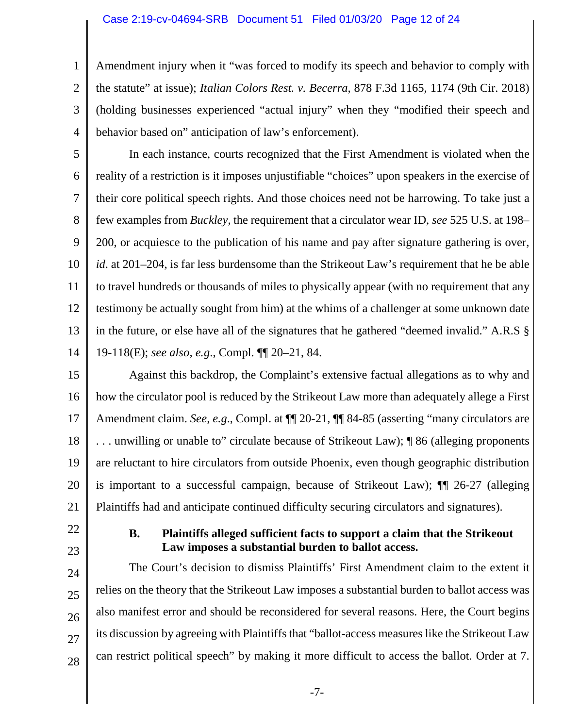Amendment injury when it "was forced to modify its speech and behavior to comply with the statute" at issue); *Italian Colors Rest. v. Becerra*, 878 F.3d 1165, 1174 (9th Cir. 2018) (holding businesses experienced "actual injury" when they "modified their speech and behavior based on" anticipation of law's enforcement).

In each instance, courts recognized that the First Amendment is violated when the reality of a restriction is it imposes unjustifiable "choices" upon speakers in the exercise of their core political speech rights. And those choices need not be harrowing. To take just a few examples from *Buckley*, the requirement that a circulator wear ID, *see* 525 U.S. at 198–200, or acquiesce to the publication of his name and pay after signature gathering is over, *id*. at 201–204, is far less burdensome than the Strikeout Law's requirement that he be able to travel hundreds or thousands of miles to physically appear (with no requirement that any testimony be actually sought from him) at the whims of a challenger at some unknown date in the future, or else have all of the signatures that he gathered "deemed invalid." A.R.S § 19-118(E); *see also, e.g.*, Compl. ¶¶ 20–21, 84.

Against this backdrop, the Complaint's extensive factual allegations as to why and how the circulator pool is reduced by the Strikeout Law more than adequately allege a First Amendment claim. *See, e.g.*, Compl. at ¶¶ 20-21, ¶¶ 84-85 (asserting "many circulators are . . . unwilling or unable to" circulate because of Strikeout Law); ¶ 86 (alleging proponents are reluctant to hire circulators from outside Phoenix, even though geographic distribution is important to a successful campaign, because of Strikeout Law); ¶¶ 26-27 (alleging Plaintiffs had and anticipate continued difficulty securing circulators and signatures).

### B. Plaintiffs alleged sufficient facts to support a claim that the Strikeout Law imposes a substantial burden to ballot access.

The Court's decision to dismiss Plaintiffs' First Amendment claim to the extent it relies on the theory that the Strikeout Law imposes a substantial burden to ballot access was also manifest error and should be reconsidered for several reasons. Here, the Court begins its discussion by agreeing with Plaintiffs that "ballot-access measures like the Strikeout Law can restrict political speech" by making it more difficult to access the ballot. Order at 7.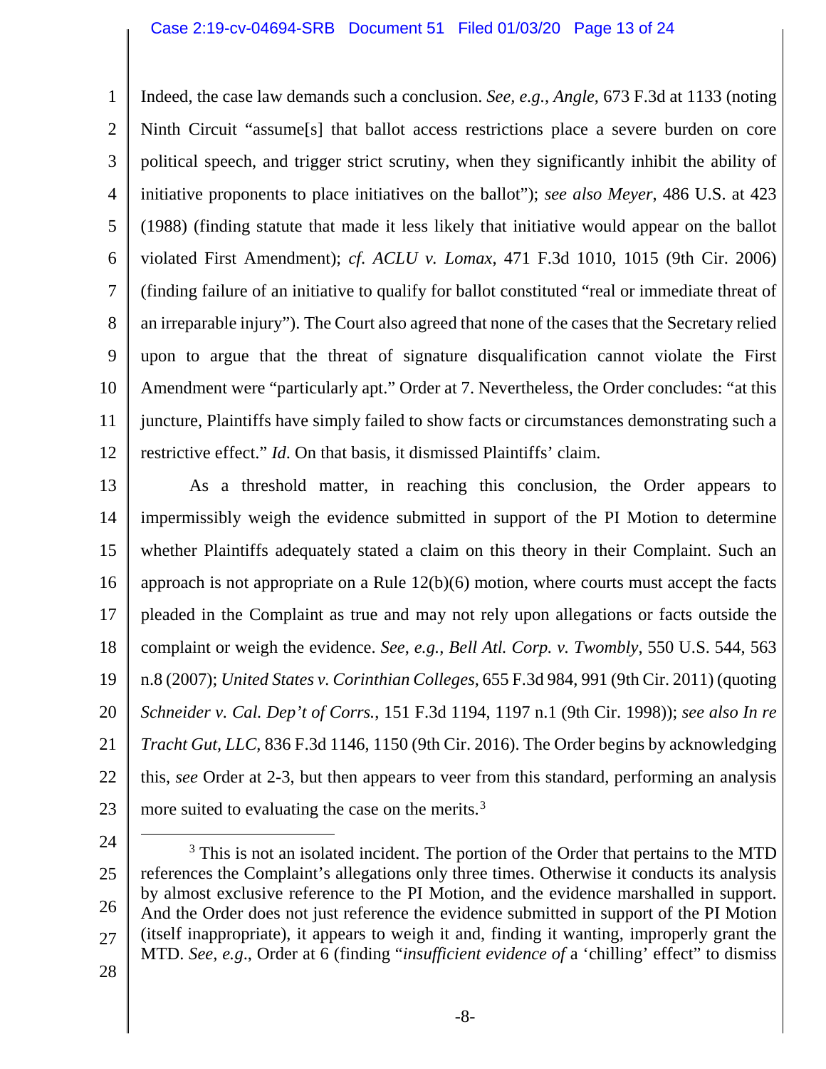Indeed, the case law demands such a conclusion. *See, e.g.*, *Angle*, 673 F.3d at 1133 (noting Ninth Circuit "assume[s] that ballot access restrictions place a severe burden on core political speech, and trigger strict scrutiny, when they significantly inhibit the ability of initiative proponents to place initiatives on the ballot"); *see also Meyer*, 486 U.S. at 423 (1988) (finding statute that made it less likely that initiative would appear on the ballot violated First Amendment); *cf. ACLU v. Lomax*, 471 F.3d 1010, 1015 (9th Cir. 2006) (finding failure of an initiative to qualify for ballot constituted "real or immediate threat of an irreparable injury"). The Court also agreed that none of the cases that the Secretary relied upon to argue that the threat of signature disqualification cannot violate the First Amendment were "particularly apt." Order at 7. Nevertheless, the Order concludes: "at this juncture, Plaintiffs have simply failed to show facts or circumstances demonstrating such a restrictive effect." *Id*. On that basis, it dismissed Plaintiffs' claim.

As a threshold matter, in reaching this conclusion, the Order appears to impermissibly weigh the evidence submitted in support of the PI Motion to determine whether Plaintiffs adequately stated a claim on this theory in their Complaint. Such an approach is not appropriate on a Rule 12(b)(6) motion, where courts must accept the facts pleaded in the Complaint as true and may not rely upon allegations or facts outside the complaint or weigh the evidence. *See, e.g.*, *Bell Atl. Corp. v. Twombly*, 550 U.S. 544, 563 n.8 (2007); *United States v. Corinthian Colleges*, 655 F.3d 984, 991 (9th Cir. 2011) (quoting *Schneider v. Cal. Dep't of Corrs.*, 151 F.3d 1194, 1197 n.1 (9th Cir. 1998)); *see also In re Tracht Gut, LLC*, 836 F.3d 1146, 1150 (9th Cir. 2016). The Order begins by acknowledging this, *see* Order at 2-3, but then appears to veer from this standard, performing an analysis more suited to evaluating the case on the merits.[3]

---

[3] This is not an isolated incident. The portion of the Order that pertains to the MTD references the Complaint's allegations only three times. Otherwise it conducts its analysis by almost exclusive reference to the PI Motion, and the evidence marshalled in support. And the Order does not just reference the evidence submitted in support of the PI Motion (itself inappropriate), it appears to weigh it and, finding it wanting, improperly grant the MTD. *See, e.g*., Order at 6 (finding "*insufficient evidence of* a 'chilling' effect" to dismiss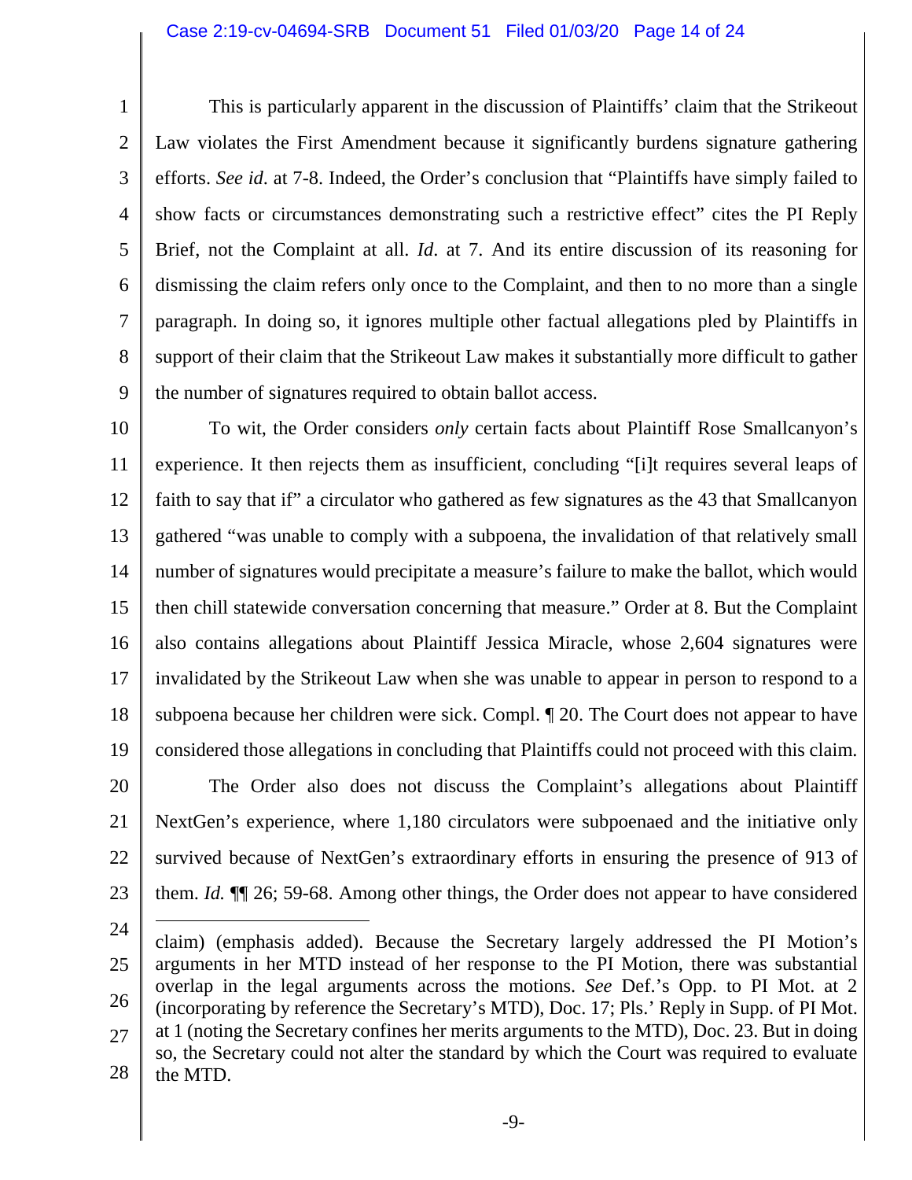This is particularly apparent in the discussion of Plaintiffs' claim that the Strikeout Law violates the First Amendment because it significantly burdens signature gathering efforts. *See id*. at 7-8. Indeed, the Order's conclusion that "Plaintiffs have simply failed to show facts or circumstances demonstrating such a restrictive effect" cites the PI Reply Brief, not the Complaint at all. *Id*. at 7. And its entire discussion of its reasoning for dismissing the claim refers only once to the Complaint, and then to no more than a single paragraph. In doing so, it ignores multiple other factual allegations pled by Plaintiffs in support of their claim that the Strikeout Law makes it substantially more difficult to gather the number of signatures required to obtain ballot access.

To wit, the Order considers *only* certain facts about Plaintiff Rose Smallcanyon's experience. It then rejects them as insufficient, concluding "[i]t requires several leaps of faith to say that if" a circulator who gathered as few signatures as the 43 that Smallcanyon gathered "was unable to comply with a subpoena, the invalidation of that relatively small number of signatures would precipitate a measure's failure to make the ballot, which would then chill statewide conversation concerning that measure." Order at 8. But the Complaint also contains allegations about Plaintiff Jessica Miracle, whose 2,604 signatures were invalidated by the Strikeout Law when she was unable to appear in person to respond to a subpoena because her children were sick. Compl. ¶ 20. The Court does not appear to have considered those allegations in concluding that Plaintiffs could not proceed with this claim.

The Order also does not discuss the Complaint's allegations about Plaintiff NextGen's experience, where 1,180 circulators were subpoenaed and the initiative only survived because of NextGen's extraordinary efforts in ensuring the presence of 913 of them. *Id.* ¶¶ 26; 59-68. Among other things, the Order does not appear to have considered

---

claim) (emphasis added). Because the Secretary largely addressed the PI Motion's arguments in her MTD instead of her response to the PI Motion, there was substantial overlap in the legal arguments across the motions. *See* Def.'s Opp. to PI Mot. at 2 (incorporating by reference the Secretary's MTD), Doc. 17; Pls.' Reply in Supp. of PI Mot. at 1 (noting the Secretary confines her merits arguments to the MTD), Doc. 23. But in doing so, the Secretary could not alter the standard by which the Court was required to evaluate the MTD.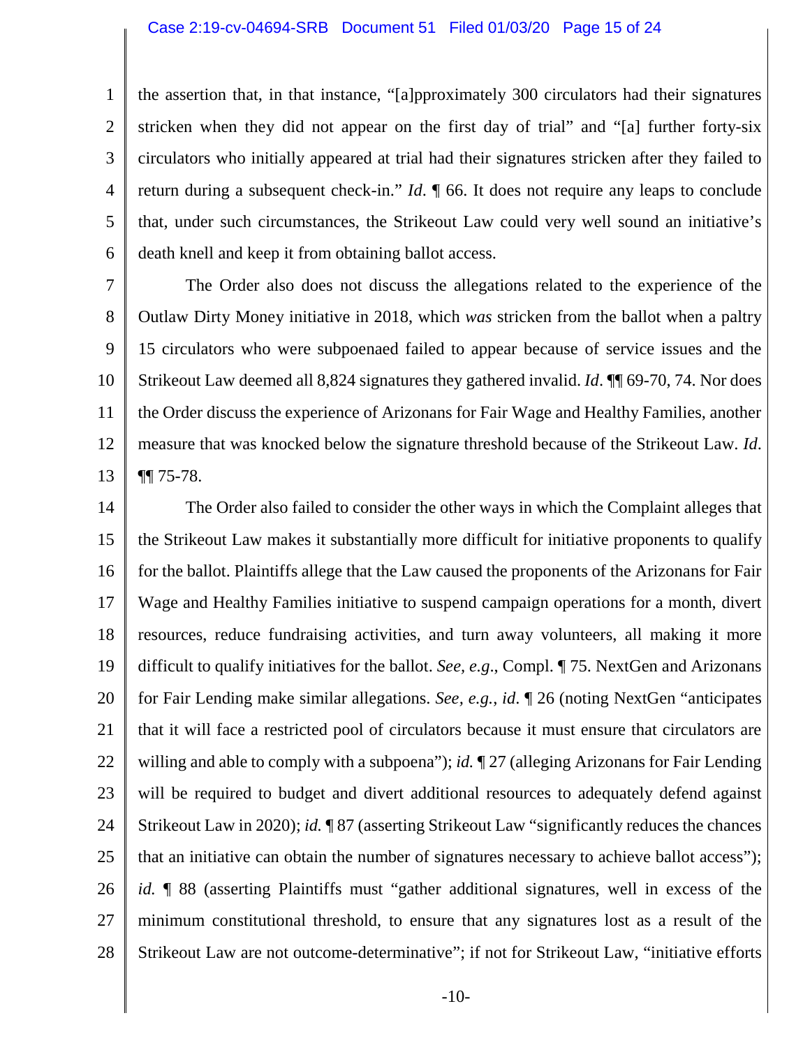the assertion that, in that instance, "[a]pproximately 300 circulators had their signatures stricken when they did not appear on the first day of trial" and "[a] further forty-six circulators who initially appeared at trial had their signatures stricken after they failed to return during a subsequent check-in." *Id*. ¶ 66. It does not require any leaps to conclude that, under such circumstances, the Strikeout Law could very well sound an initiative's death knell and keep it from obtaining ballot access.

The Order also does not discuss the allegations related to the experience of the Outlaw Dirty Money initiative in 2018, which *was* stricken from the ballot when a paltry 15 circulators who were subpoenaed failed to appear because of service issues and the Strikeout Law deemed all 8,824 signatures they gathered invalid. *Id*. ¶¶ 69-70, 74. Nor does the Order discuss the experience of Arizonans for Fair Wage and Healthy Families, another measure that was knocked below the signature threshold because of the Strikeout Law. *Id*. ¶¶ 75-78.

The Order also failed to consider the other ways in which the Complaint alleges that the Strikeout Law makes it substantially more difficult for initiative proponents to qualify for the ballot. Plaintiffs allege that the Law caused the proponents of the Arizonans for Fair Wage and Healthy Families initiative to suspend campaign operations for a month, divert resources, reduce fundraising activities, and turn away volunteers, all making it more difficult to qualify initiatives for the ballot. *See, e.g*., Compl. ¶ 75. NextGen and Arizonans for Fair Lending make similar allegations. *See, e.g.*, *id*. ¶ 26 (noting NextGen "anticipates that it will face a restricted pool of circulators because it must ensure that circulators are willing and able to comply with a subpoena"); *id.* ¶ 27 (alleging Arizonans for Fair Lending will be required to budget and divert additional resources to adequately defend against Strikeout Law in 2020); *id.* ¶ 87 (asserting Strikeout Law "significantly reduces the chances that an initiative can obtain the number of signatures necessary to achieve ballot access"); *id.* ¶ 88 (asserting Plaintiffs must "gather additional signatures, well in excess of the minimum constitutional threshold, to ensure that any signatures lost as a result of the Strikeout Law are not outcome-determinative"; if not for Strikeout Law, "initiative efforts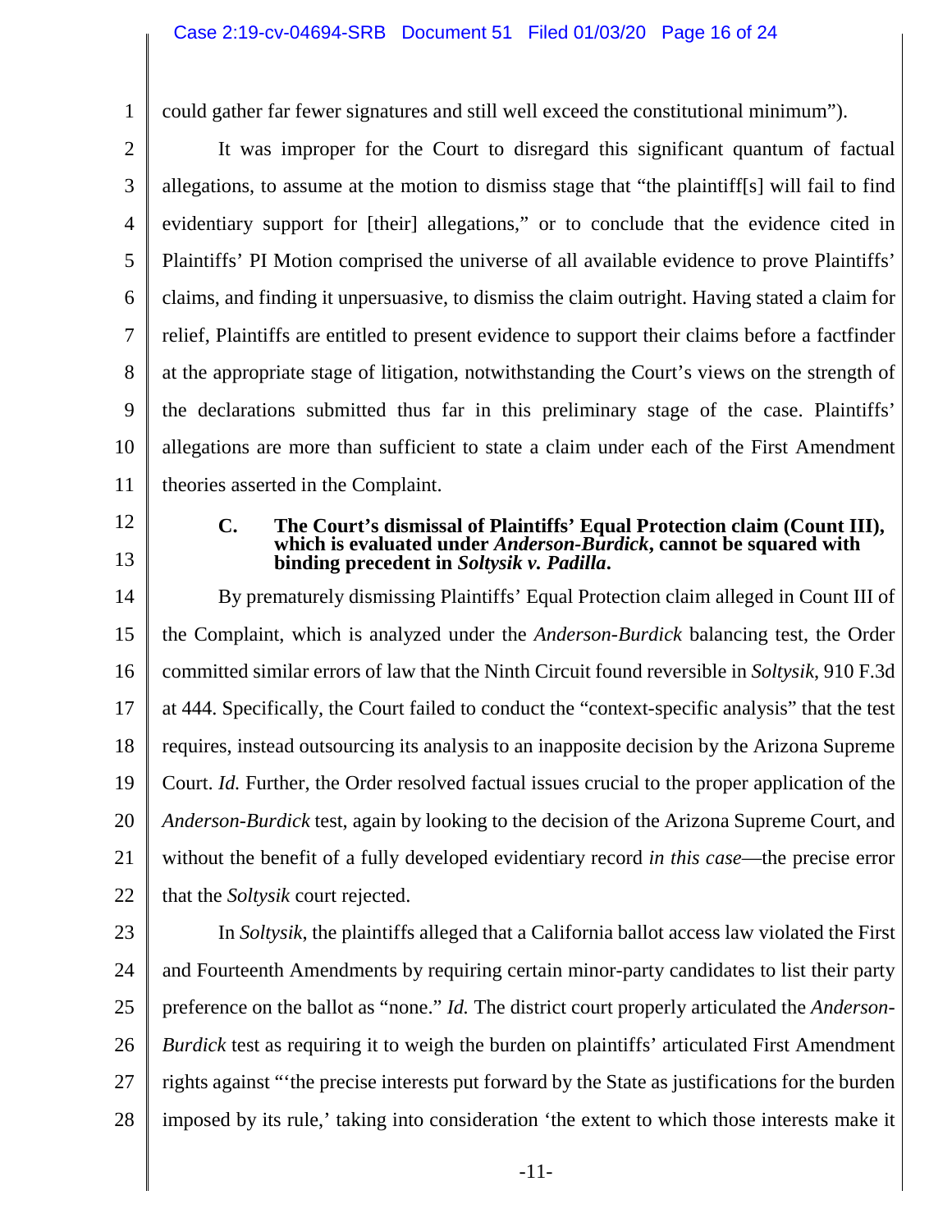could gather far fewer signatures and still well exceed the constitutional minimum").

It was improper for the Court to disregard this significant quantum of factual allegations, to assume at the motion to dismiss stage that "the plaintiff[s] will fail to find evidentiary support for [their] allegations," or to conclude that the evidence cited in Plaintiffs' PI Motion comprised the universe of all available evidence to prove Plaintiffs' claims, and finding it unpersuasive, to dismiss the claim outright. Having stated a claim for relief, Plaintiffs are entitled to present evidence to support their claims before a factfinder at the appropriate stage of litigation, notwithstanding the Court's views on the strength of the declarations submitted thus far in this preliminary stage of the case. Plaintiffs' allegations are more than sufficient to state a claim under each of the First Amendment theories asserted in the Complaint.

### C. The Court's dismissal of Plaintiffs' Equal Protection claim (Count III), which is evaluated under *Anderson-Burdick*, cannot be squared with binding precedent in *Soltysik v. Padilla*.

By prematurely dismissing Plaintiffs' Equal Protection claim alleged in Count III of the Complaint, which is analyzed under the *Anderson-Burdick* balancing test, the Order committed similar errors of law that the Ninth Circuit found reversible in *Soltysik*, 910 F.3d at 444. Specifically, the Court failed to conduct the "context-specific analysis" that the test requires, instead outsourcing its analysis to an inapposite decision by the Arizona Supreme Court. *Id.* Further, the Order resolved factual issues crucial to the proper application of the *Anderson-Burdick* test, again by looking to the decision of the Arizona Supreme Court, and without the benefit of a fully developed evidentiary record *in this case*—the precise error that the *Soltysik* court rejected.

In *Soltysik*, the plaintiffs alleged that a California ballot access law violated the First and Fourteenth Amendments by requiring certain minor-party candidates to list their party preference on the ballot as "none." *Id.* The district court properly articulated the *Anderson-Burdick* test as requiring it to weigh the burden on plaintiffs' articulated First Amendment rights against "'the precise interests put forward by the State as justifications for the burden imposed by its rule,' taking into consideration 'the extent to which those interests make it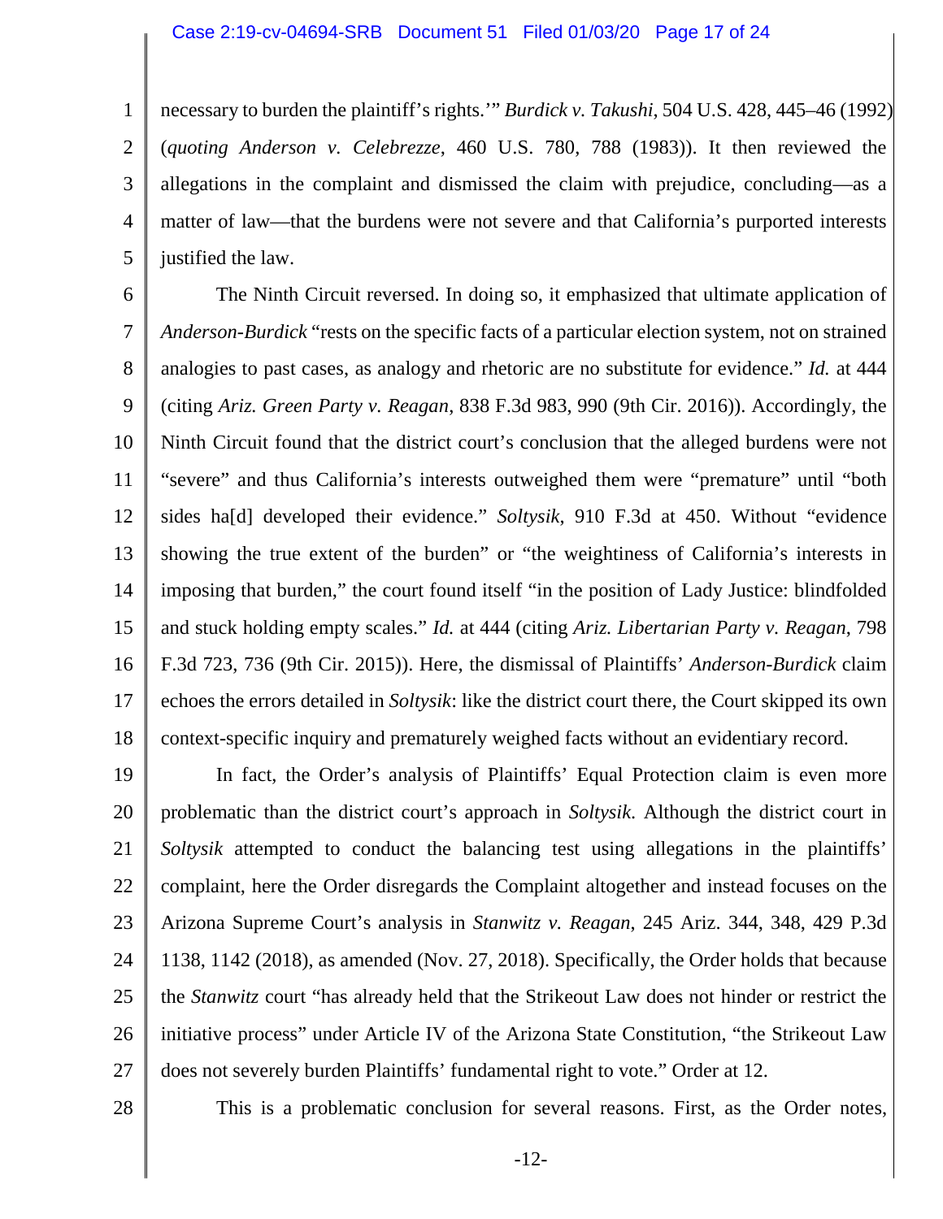necessary to burden the plaintiff's rights.'" *Burdick v. Takushi*, 504 U.S. 428, 445–46 (1992) (*quoting Anderson v. Celebrezze*, 460 U.S. 780, 788 (1983)). It then reviewed the allegations in the complaint and dismissed the claim with prejudice, concluding—as a matter of law—that the burdens were not severe and that California's purported interests justified the law.

The Ninth Circuit reversed. In doing so, it emphasized that ultimate application of *Anderson-Burdick* "rests on the specific facts of a particular election system, not on strained analogies to past cases, as analogy and rhetoric are no substitute for evidence." *Id.* at 444 (citing *Ariz. Green Party v. Reagan*, 838 F.3d 983, 990 (9th Cir. 2016)). Accordingly, the Ninth Circuit found that the district court's conclusion that the alleged burdens were not "severe" and thus California's interests outweighed them were "premature" until "both sides ha[d] developed their evidence." *Soltysik*, 910 F.3d at 450. Without "evidence showing the true extent of the burden" or "the weightiness of California's interests in imposing that burden," the court found itself "in the position of Lady Justice: blindfolded and stuck holding empty scales." *Id.* at 444 (citing *Ariz. Libertarian Party v. Reagan*, 798 F.3d 723, 736 (9th Cir. 2015)). Here, the dismissal of Plaintiffs' *Anderson-Burdick* claim echoes the errors detailed in *Soltysik*: like the district court there, the Court skipped its own context-specific inquiry and prematurely weighed facts without an evidentiary record.

In fact, the Order's analysis of Plaintiffs' Equal Protection claim is even more problematic than the district court's approach in *Soltysik*. Although the district court in *Soltysik* attempted to conduct the balancing test using allegations in the plaintiffs' complaint, here the Order disregards the Complaint altogether and instead focuses on the Arizona Supreme Court's analysis in *Stanwitz v. Reagan*, 245 Ariz. 344, 348, 429 P.3d 1138, 1142 (2018), as amended (Nov. 27, 2018). Specifically, the Order holds that because the *Stanwitz* court "has already held that the Strikeout Law does not hinder or restrict the initiative process" under Article IV of the Arizona State Constitution, "the Strikeout Law does not severely burden Plaintiffs' fundamental right to vote." Order at 12.

This is a problematic conclusion for several reasons. First, as the Order notes,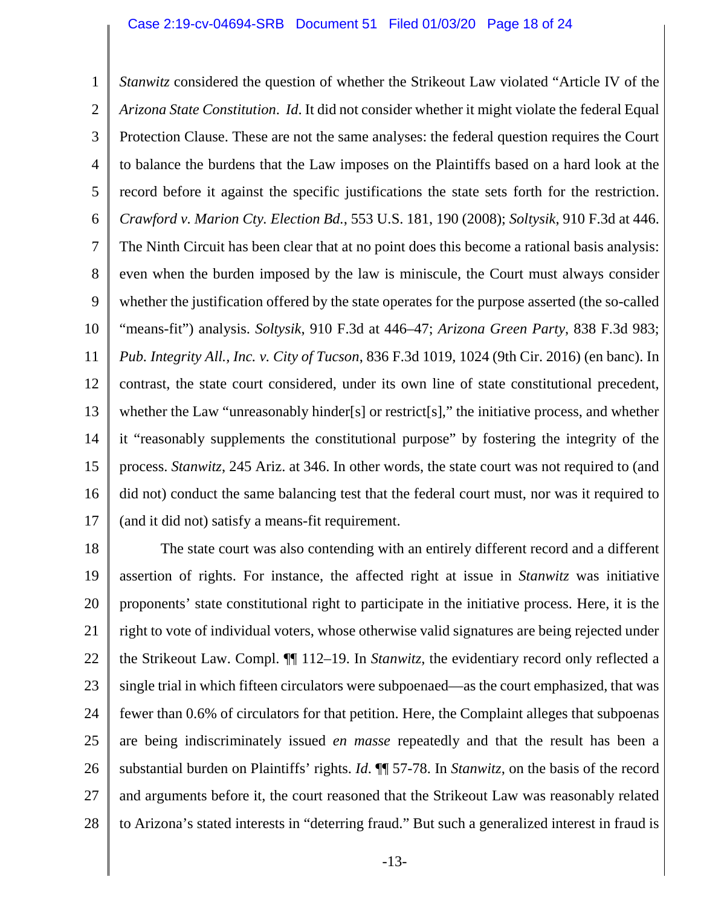*Stanwitz* considered the question of whether the Strikeout Law violated "Article IV of the *Arizona State Constitution*. *Id*. It did not consider whether it might violate the federal Equal Protection Clause. These are not the same analyses: the federal question requires the Court to balance the burdens that the Law imposes on the Plaintiffs based on a hard look at the record before it against the specific justifications the state sets forth for the restriction. *Crawford v. Marion Cty. Election Bd.*, 553 U.S. 181, 190 (2008); *Soltysik*, 910 F.3d at 446. The Ninth Circuit has been clear that at no point does this become a rational basis analysis: even when the burden imposed by the law is miniscule, the Court must always consider whether the justification offered by the state operates for the purpose asserted (the so-called "means-fit") analysis. *Soltysik*, 910 F.3d at 446–47; *Arizona Green Party*, 838 F.3d 983; *Pub. Integrity All., Inc. v. City of Tucson*, 836 F.3d 1019, 1024 (9th Cir. 2016) (en banc). In contrast, the state court considered, under its own line of state constitutional precedent, whether the Law "unreasonably hinder[s] or restrict[s]," the initiative process, and whether it "reasonably supplements the constitutional purpose" by fostering the integrity of the process. *Stanwitz*, 245 Ariz. at 346. In other words, the state court was not required to (and did not) conduct the same balancing test that the federal court must, nor was it required to (and it did not) satisfy a means-fit requirement.

The state court was also contending with an entirely different record and a different assertion of rights. For instance, the affected right at issue in *Stanwitz* was initiative proponents' state constitutional right to participate in the initiative process. Here, it is the right to vote of individual voters, whose otherwise valid signatures are being rejected under the Strikeout Law. Compl. ¶¶ 112–19. In *Stanwitz*, the evidentiary record only reflected a single trial in which fifteen circulators were subpoenaed—as the court emphasized, that was fewer than 0.6% of circulators for that petition. Here, the Complaint alleges that subpoenas are being indiscriminately issued *en masse* repeatedly and that the result has been a substantial burden on Plaintiffs' rights. *Id*. ¶¶ 57-78. In *Stanwitz*, on the basis of the record and arguments before it, the court reasoned that the Strikeout Law was reasonably related to Arizona's stated interests in "deterring fraud." But such a generalized interest in fraud is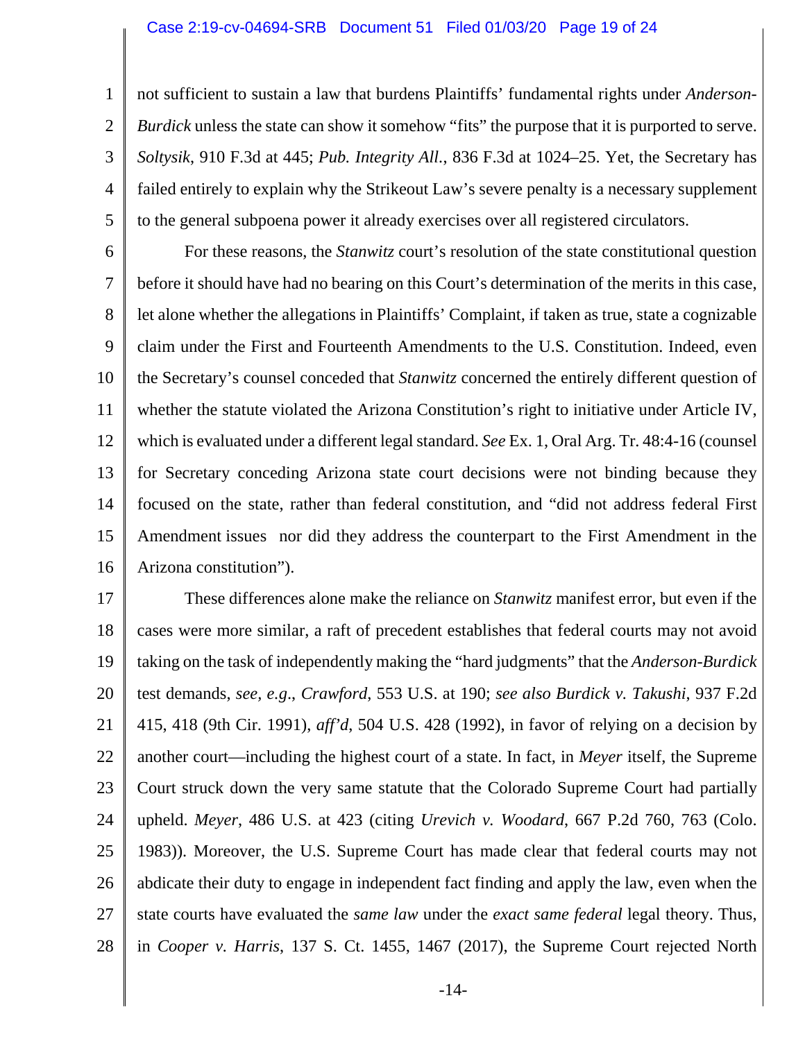not sufficient to sustain a law that burdens Plaintiffs' fundamental rights under *Anderson-Burdick* unless the state can show it somehow "fits" the purpose that it is purported to serve. *Soltysik*, 910 F.3d at 445; *Pub. Integrity All.*, 836 F.3d at 1024–25. Yet, the Secretary has failed entirely to explain why the Strikeout Law's severe penalty is a necessary supplement to the general subpoena power it already exercises over all registered circulators.

For these reasons, the *Stanwitz* court's resolution of the state constitutional question before it should have had no bearing on this Court's determination of the merits in this case, let alone whether the allegations in Plaintiffs' Complaint, if taken as true, state a cognizable claim under the First and Fourteenth Amendments to the U.S. Constitution. Indeed, even the Secretary's counsel conceded that *Stanwitz* concerned the entirely different question of whether the statute violated the Arizona Constitution's right to initiative under Article IV, which is evaluated under a different legal standard. *See* Ex. 1, Oral Arg. Tr. 48:4-16 (counsel for Secretary conceding Arizona state court decisions were not binding because they focused on the state, rather than federal constitution, and "did not address federal First Amendment issues nor did they address the counterpart to the First Amendment in the Arizona constitution").

These differences alone make the reliance on *Stanwitz* manifest error, but even if the cases were more similar, a raft of precedent establishes that federal courts may not avoid taking on the task of independently making the "hard judgments" that the *Anderson-Burdick* test demands, *see, e.g*., *Crawford*, 553 U.S. at 190; *see also Burdick v. Takushi*, 937 F.2d 415, 418 (9th Cir. 1991), *aff'd*, 504 U.S. 428 (1992), in favor of relying on a decision by another court—including the highest court of a state. In fact, in *Meyer* itself, the Supreme Court struck down the very same statute that the Colorado Supreme Court had partially upheld. *Meyer*, 486 U.S. at 423 (citing *Urevich v. Woodard*, 667 P.2d 760, 763 (Colo. 1983)). Moreover, the U.S. Supreme Court has made clear that federal courts may not abdicate their duty to engage in independent fact finding and apply the law, even when the state courts have evaluated the *same law* under the *exact same federal* legal theory. Thus, in *Cooper v. Harris*, 137 S. Ct. 1455, 1467 (2017), the Supreme Court rejected North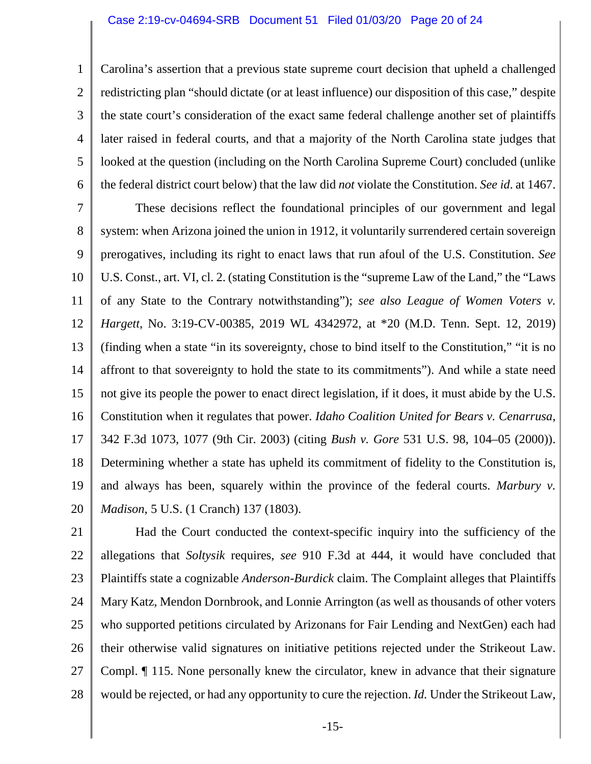Carolina's assertion that a previous state supreme court decision that upheld a challenged redistricting plan "should dictate (or at least influence) our disposition of this case," despite the state court's consideration of the exact same federal challenge another set of plaintiffs later raised in federal courts, and that a majority of the North Carolina state judges that looked at the question (including on the North Carolina Supreme Court) concluded (unlike the federal district court below) that the law did *not* violate the Constitution. *See id*. at 1467.

These decisions reflect the foundational principles of our government and legal system: when Arizona joined the union in 1912, it voluntarily surrendered certain sovereign prerogatives, including its right to enact laws that run afoul of the U.S. Constitution. *See* U.S. Const., art. VI, cl. 2. (stating Constitution is the "supreme Law of the Land," the "Laws of any State to the Contrary notwithstanding"); *see also League of Women Voters v. Hargett*, No. 3:19-CV-00385, 2019 WL 4342972, at *20 (M.D. Tenn. Sept. 12, 2019) (finding when a state "in its sovereignty, chose to bind itself to the Constitution," "it is no affront to that sovereignty to hold the state to its commitments"). And while a state need not give its people the power to enact direct legislation, if it does, it must abide by the U.S. Constitution when it regulates that power. *Idaho Coalition United for Bears v. Cenarrusa*, 342 F.3d 1073, 1077 (9th Cir. 2003) (citing *Bush v. Gore* 531 U.S. 98, 104–05 (2000)). Determining whether a state has upheld its commitment of fidelity to the Constitution is, and always has been, squarely within the province of the federal courts. *Marbury v. Madison*, 5 U.S. (1 Cranch) 137 (1803).

Had the Court conducted the context-specific inquiry into the sufficiency of the allegations that *Soltysik* requires, *see* 910 F.3d at 444, it would have concluded that Plaintiffs state a cognizable *Anderson-Burdick* claim. The Complaint alleges that Plaintiffs Mary Katz, Mendon Dornbrook, and Lonnie Arrington (as well as thousands of other voters who supported petitions circulated by Arizonans for Fair Lending and NextGen) each had their otherwise valid signatures on initiative petitions rejected under the Strikeout Law. Compl. ¶ 115. None personally knew the circulator, knew in advance that their signature would be rejected, or had any opportunity to cure the rejection. *Id.* Under the Strikeout Law,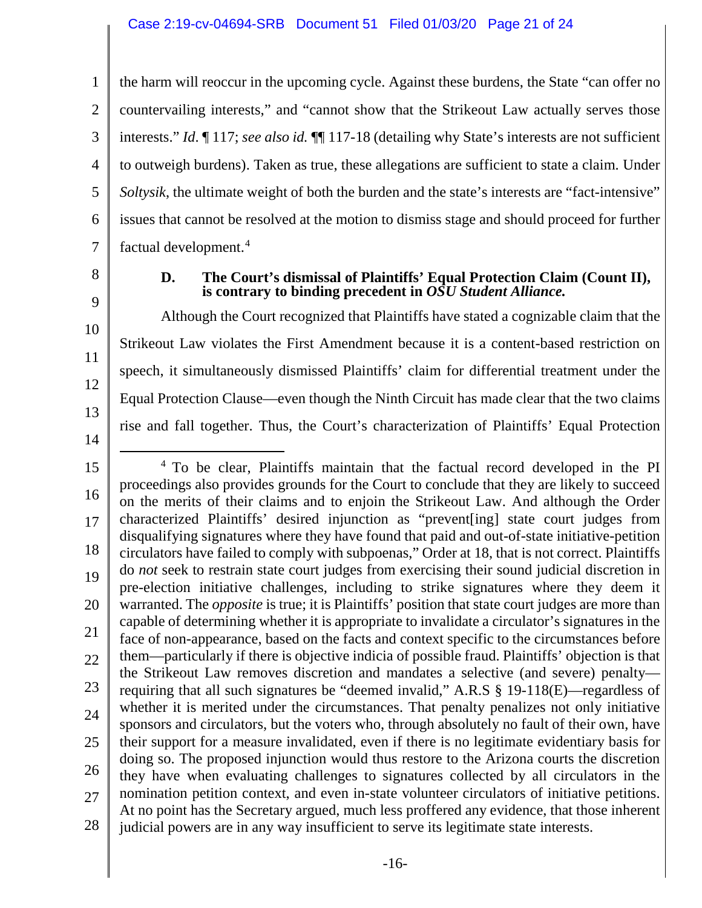the harm will reoccur in the upcoming cycle. Against these burdens, the State "can offer no countervailing interests," and "cannot show that the Strikeout Law actually serves those interests." *Id*. ¶ 117; *see also id.* ¶¶ 117-18 (detailing why State's interests are not sufficient to outweigh burdens). Taken as true, these allegations are sufficient to state a claim. Under *Soltysik*, the ultimate weight of both the burden and the state's interests are "fact-intensive" issues that cannot be resolved at the motion to dismiss stage and should proceed for further factual development.[4]

### D. The Court's dismissal of Plaintiffs' Equal Protection Claim (Count II), is contrary to binding precedent in *OSU Student Alliance.*

Although the Court recognized that Plaintiffs have stated a cognizable claim that the Strikeout Law violates the First Amendment because it is a content-based restriction on speech, it simultaneously dismissed Plaintiffs' claim for differential treatment under the Equal Protection Clause—even though the Ninth Circuit has made clear that the two claims rise and fall together. Thus, the Court's characterization of Plaintiffs' Equal Protection

---

[4] To be clear, Plaintiffs maintain that the factual record developed in the PI proceedings also provides grounds for the Court to conclude that they are likely to succeed on the merits of their claims and to enjoin the Strikeout Law. And although the Order characterized Plaintiffs' desired injunction as "prevent[ing] state court judges from disqualifying signatures where they have found that paid and out-of-state initiative-petition circulators have failed to comply with subpoenas," Order at 18, that is not correct. Plaintiffs do *not* seek to restrain state court judges from exercising their sound judicial discretion in pre-election initiative challenges, including to strike signatures where they deem it warranted. The *opposite* is true; it is Plaintiffs' position that state court judges are more than capable of determining whether it is appropriate to invalidate a circulator's signatures in the face of non-appearance, based on the facts and context specific to the circumstances before them—particularly if there is objective indicia of possible fraud. Plaintiffs' objection is that the Strikeout Law removes discretion and mandates a selective (and severe) penalty—requiring that all such signatures be "deemed invalid," A.R.S § 19-118(E)—regardless of whether it is merited under the circumstances. That penalty penalizes not only initiative sponsors and circulators, but the voters who, through absolutely no fault of their own, have their support for a measure invalidated, even if there is no legitimate evidentiary basis for doing so. The proposed injunction would thus restore to the Arizona courts the discretion they have when evaluating challenges to signatures collected by all circulators in the nomination petition context, and even in-state volunteer circulators of initiative petitions. At no point has the Secretary argued, much less proffered any evidence, that those inherent judicial powers are in any way insufficient to serve its legitimate state interests.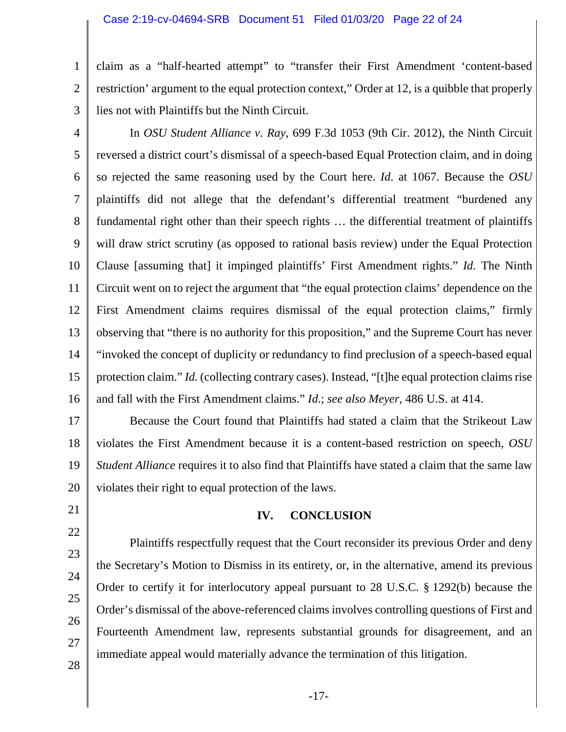claim as a "half-hearted attempt" to "transfer their First Amendment 'content-based restriction' argument to the equal protection context," Order at 12, is a quibble that properly lies not with Plaintiffs but the Ninth Circuit.

In *OSU Student Alliance v. Ray*, 699 F.3d 1053 (9th Cir. 2012), the Ninth Circuit reversed a district court's dismissal of a speech-based Equal Protection claim, and in doing so rejected the same reasoning used by the Court here. *Id.* at 1067. Because the *OSU* plaintiffs did not allege that the defendant's differential treatment "burdened any fundamental right other than their speech rights … the differential treatment of plaintiffs will draw strict scrutiny (as opposed to rational basis review) under the Equal Protection Clause [assuming that] it impinged plaintiffs' First Amendment rights." *Id.* The Ninth Circuit went on to reject the argument that "the equal protection claims' dependence on the First Amendment claims requires dismissal of the equal protection claims," firmly observing that "there is no authority for this proposition," and the Supreme Court has never "invoked the concept of duplicity or redundancy to find preclusion of a speech-based equal protection claim." *Id.* (collecting contrary cases). Instead, "[t]he equal protection claims rise and fall with the First Amendment claims." *Id.*; *see also Meyer*, 486 U.S. at 414.

Because the Court found that Plaintiffs had stated a claim that the Strikeout Law violates the First Amendment because it is a content-based restriction on speech, *OSU Student Alliance* requires it to also find that Plaintiffs have stated a claim that the same law violates their right to equal protection of the laws.

## IV. CONCLUSION

Plaintiffs respectfully request that the Court reconsider its previous Order and deny the Secretary's Motion to Dismiss in its entirety, or, in the alternative, amend its previous Order to certify it for interlocutory appeal pursuant to 28 U.S.C. § 1292(b) because the Order's dismissal of the above-referenced claims involves controlling questions of First and Fourteenth Amendment law, represents substantial grounds for disagreement, and an immediate appeal would materially advance the termination of this litigation.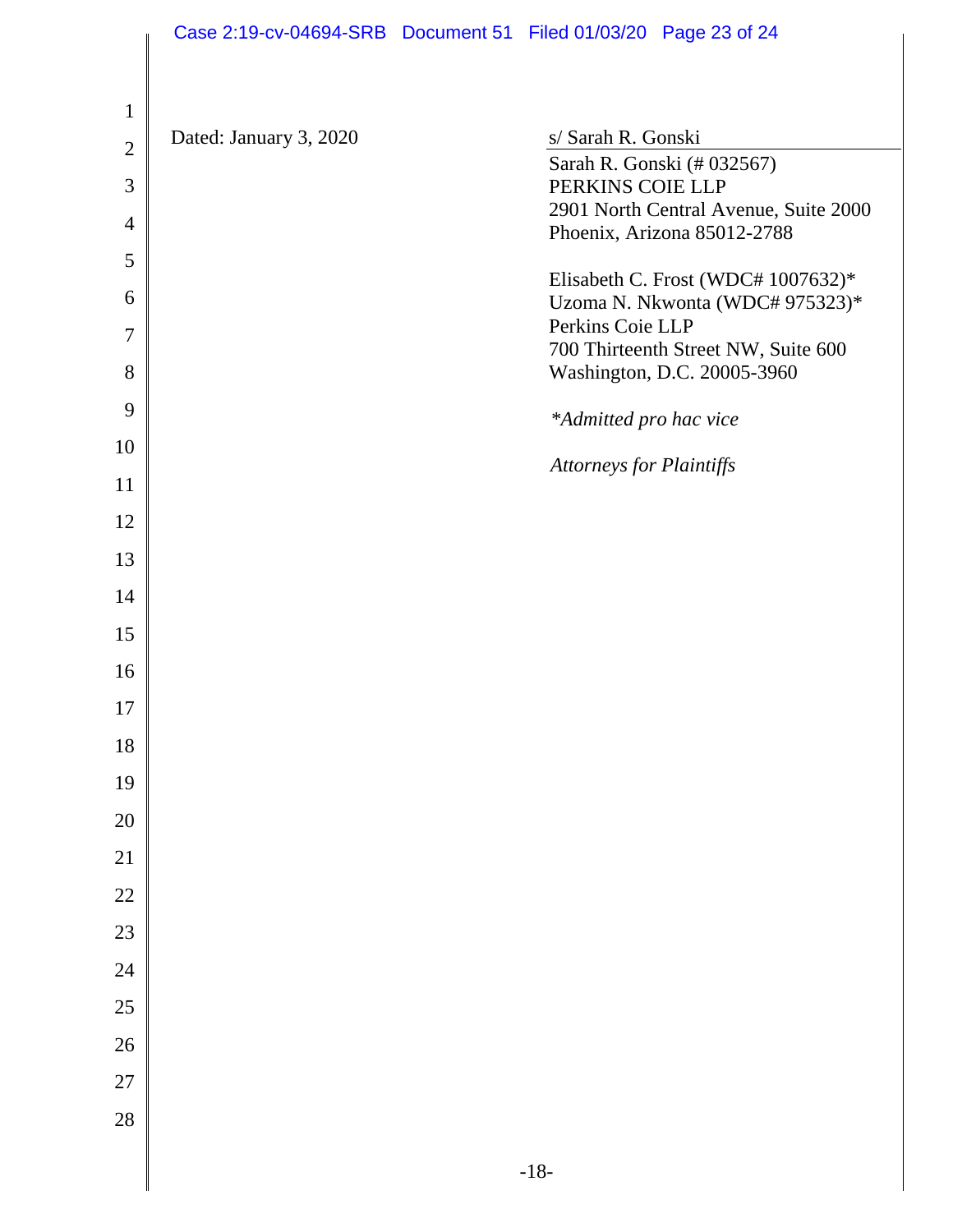Dated: January 3, 2020

s/ Sarah R. Gonski
Sarah R. Gonski (# 032567)
PERKINS COIE LLP
2901 North Central Avenue, Suite 2000
Phoenix, Arizona 85012-2788

Elisabeth C. Frost (WDC# 1007632)*
Uzoma N. Nkwonta (WDC# 975323)*
Perkins Coie LLP
700 Thirteenth Street NW, Suite 600
Washington, D.C. 20005-3960

**Admitted pro hac vice*

*Attorneys for Plaintiffs*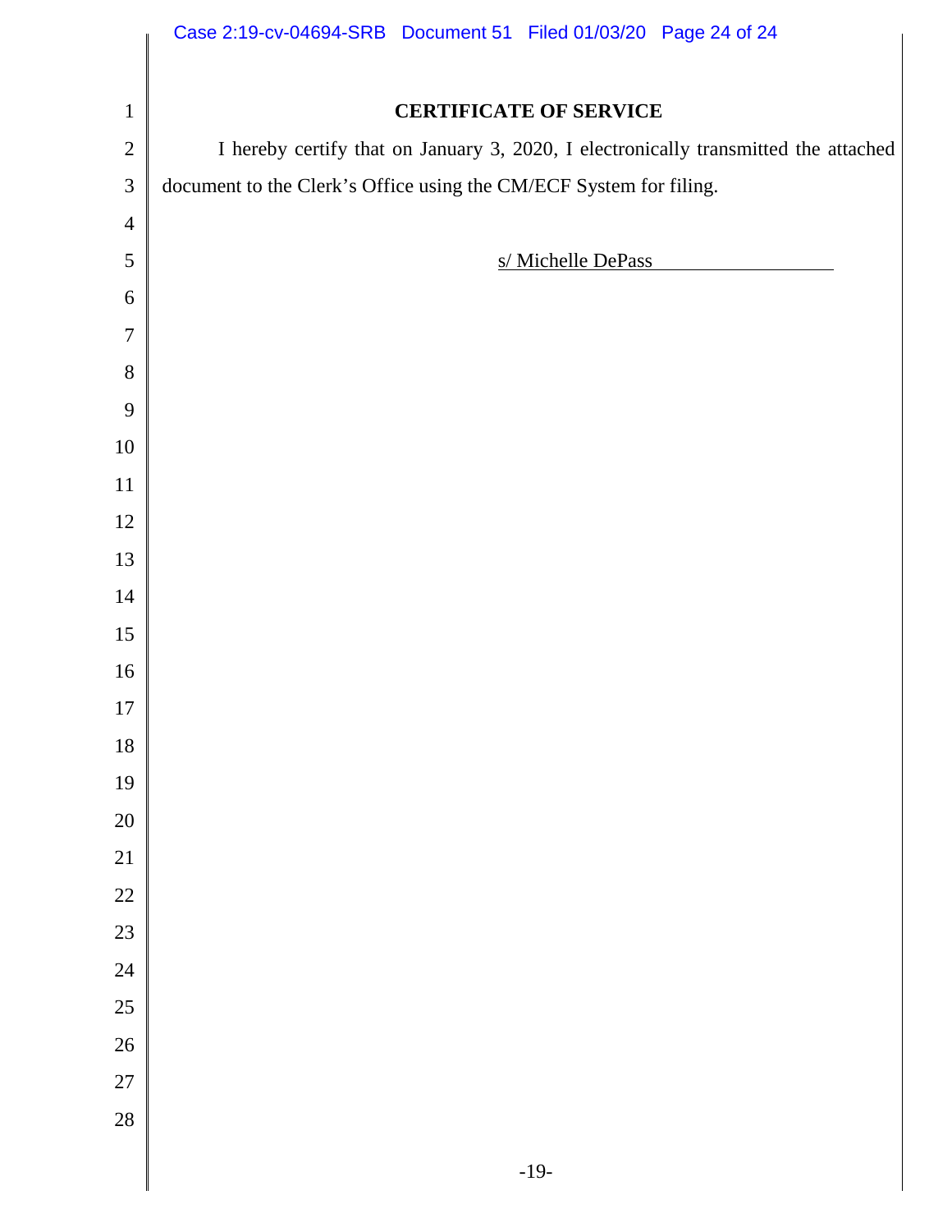## CERTIFICATE OF SERVICE

I hereby certify that on January 3, 2020, I electronically transmitted the attached document to the Clerk's Office using the CM/ECF System for filing.

s/ Michelle DePass